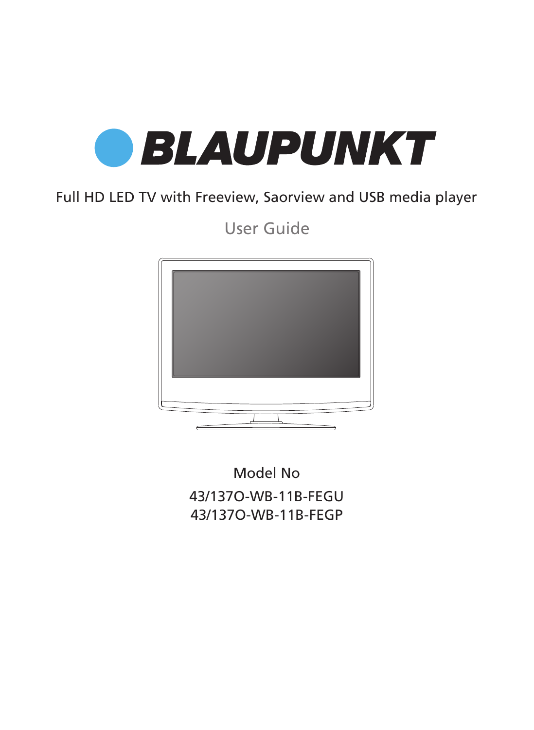# BLAUPUNKT

Full HD LED TV with Freeview, Saorview and USB media player

User Guide

Model No

43/137O-WB-11B-FEGU
43/137O-WB-11B-FEGP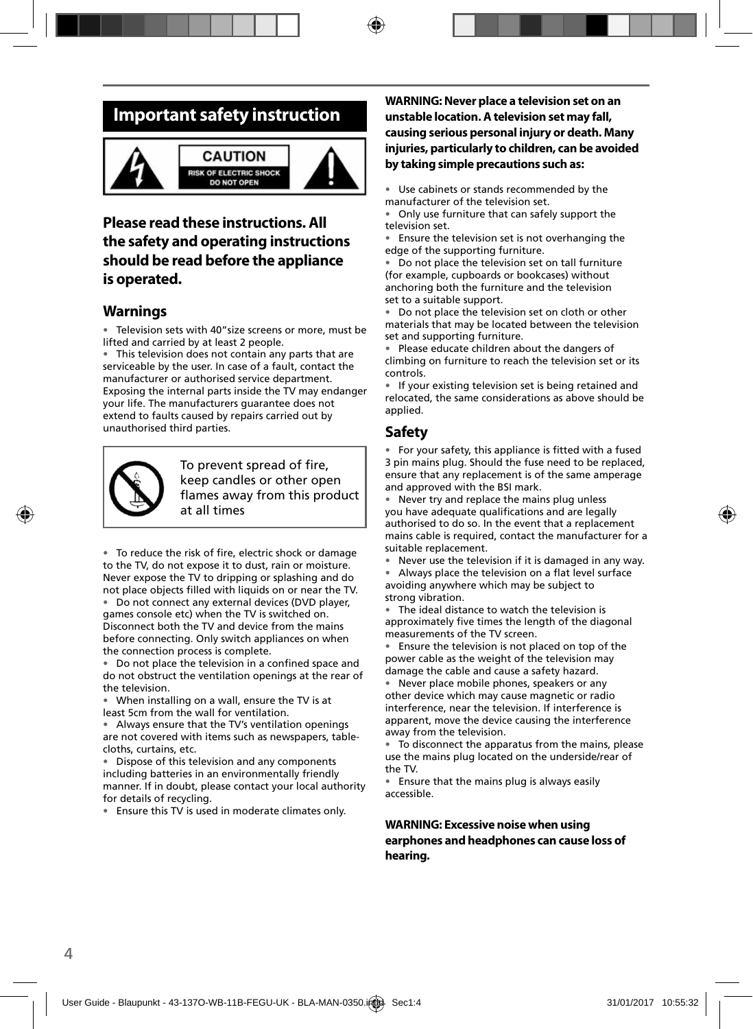# Important safety instruction

CAUTION
RISK OF ELECTRIC SHOCK
DO NOT OPEN

## Please read these instructions. All the safety and operating instructions should be read before the appliance is operated.

### Warnings

- Television sets with 40"size screens or more, must be lifted and carried by at least 2 people.
- This television does not contain any parts that are serviceable by the user. In case of a fault, contact the manufacturer or authorised service department. Exposing the internal parts inside the TV may endanger your life. The manufacturers guarantee does not extend to faults caused by repairs carried out by unauthorised third parties.

To prevent spread of fire, keep candles or other open flames away from this product at all times

- To reduce the risk of fire, electric shock or damage to the TV, do not expose it to dust, rain or moisture. Never expose the TV to dripping or splashing and do not place objects filled with liquids on or near the TV.
- Do not connect any external devices (DVD player, games console etc) when the TV is switched on. Disconnect both the TV and device from the mains before connecting. Only switch appliances on when the connection process is complete.
- Do not place the television in a confined space and do not obstruct the ventilation openings at the rear of the television.
- When installing on a wall, ensure the TV is at least 5cm from the wall for ventilation.
- Always ensure that the TV's ventilation openings are not covered with items such as newspapers, table-cloths, curtains, etc.
- Dispose of this television and any components including batteries in an environmentally friendly manner. If in doubt, please contact your local authority for details of recycling.
- Ensure this TV is used in moderate climates only.

**WARNING: Never place a television set on an unstable location. A television set may fall, causing serious personal injury or death. Many injuries, particularly to children, can be avoided by taking simple precautions such as:**

- Use cabinets or stands recommended by the manufacturer of the television set.
- Only use furniture that can safely support the television set.
- Ensure the television set is not overhanging the edge of the supporting furniture.
- Do not place the television set on tall furniture (for example, cupboards or bookcases) without anchoring both the furniture and the television set to a suitable support.
- Do not place the television set on cloth or other materials that may be located between the television set and supporting furniture.
- Please educate children about the dangers of climbing on furniture to reach the television set or its controls.
- If your existing television set is being retained and relocated, the same considerations as above should be applied.

### Safety

- For your safety, this appliance is fitted with a fused 3 pin mains plug. Should the fuse need to be replaced, ensure that any replacement is of the same amperage and approved with the BSI mark.
- Never try and replace the mains plug unless you have adequate qualifications and are legally authorised to do so. In the event that a replacement mains cable is required, contact the manufacturer for a suitable replacement.
- Never use the television if it is damaged in any way.
- Always place the television on a flat level surface avoiding anywhere which may be subject to strong vibration.
- The ideal distance to watch the television is approximately five times the length of the diagonal measurements of the TV screen.
- Ensure the television is not placed on top of the power cable as the weight of the television may damage the cable and cause a safety hazard.
- Never place mobile phones, speakers or any other device which may cause magnetic or radio interference, near the television. If interference is apparent, move the device causing the interference away from the television.
- To disconnect the apparatus from the mains, please use the mains plug located on the underside/rear of the TV.
- Ensure that the mains plug is always easily accessible.

**WARNING: Excessive noise when using earphones and headphones can cause loss of hearing.**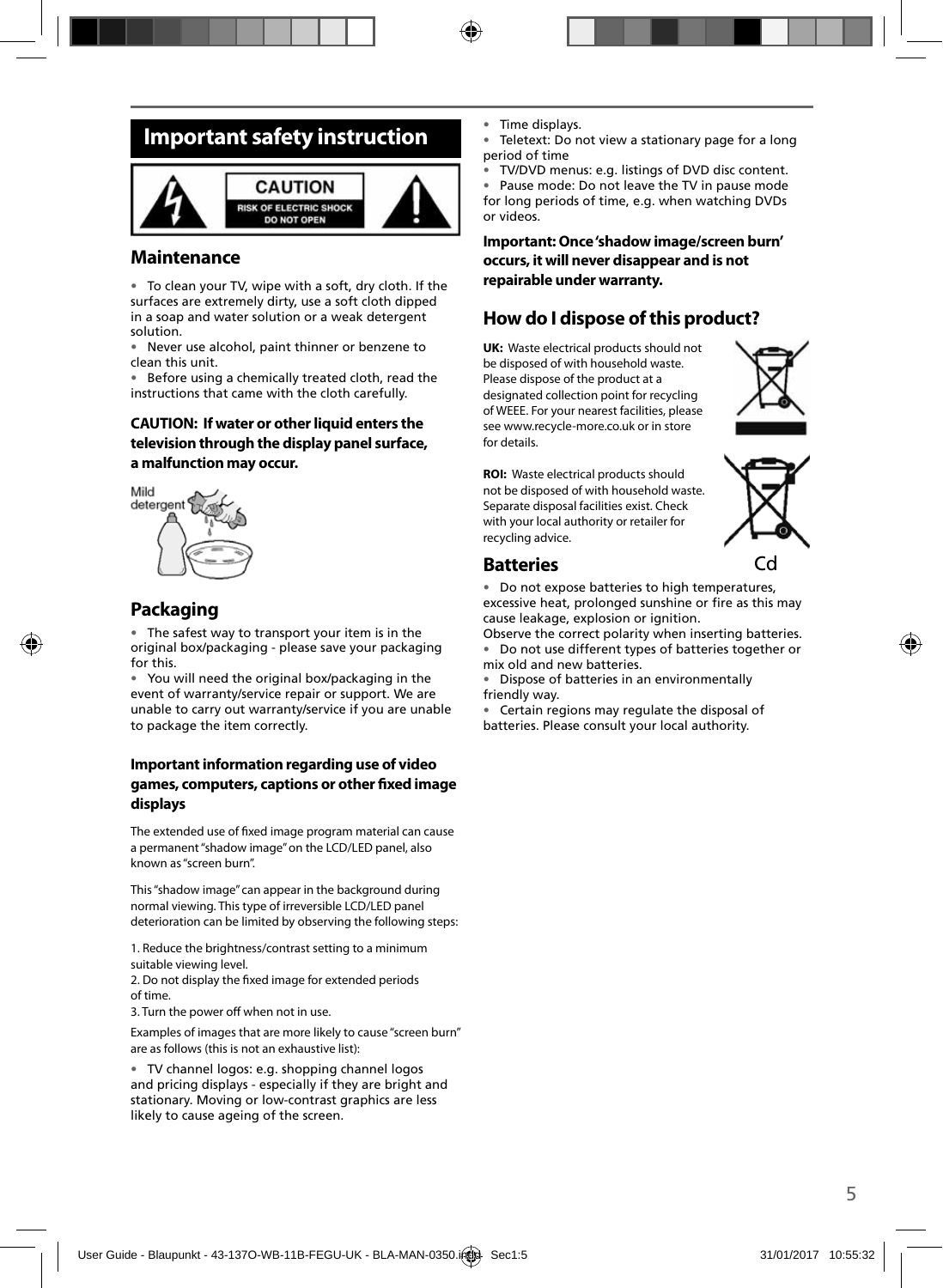# Important safety instruction

CAUTION
RISK OF ELECTRIC SHOCK
DO NOT OPEN

## Maintenance

- To clean your TV, wipe with a soft, dry cloth. If the surfaces are extremely dirty, use a soft cloth dipped in a soap and water solution or a weak detergent solution.
- Never use alcohol, paint thinner or benzene to clean this unit.
- Before using a chemically treated cloth, read the instructions that came with the cloth carefully.

**CAUTION: If water or other liquid enters the television through the display panel surface, a malfunction may occur.**

Mild detergent

## Packaging

- The safest way to transport your item is in the original box/packaging - please save your packaging for this.
- You will need the original box/packaging in the event of warranty/service repair or support. We are unable to carry out warranty/service if you are unable to package the item correctly.

### Important information regarding use of video games, computers, captions or other fixed image displays

The extended use of fixed image program material can cause a permanent "shadow image" on the LCD/LED panel, also known as "screen burn".

This "shadow image" can appear in the background during normal viewing. This type of irreversible LCD/LED panel deterioration can be limited by observing the following steps:

1. Reduce the brightness/contrast setting to a minimum suitable viewing level.
2. Do not display the fixed image for extended periods of time.
3. Turn the power off when not in use.

Examples of images that are more likely to cause "screen burn" are as follows (this is not an exhaustive list):

- TV channel logos: e.g. shopping channel logos and pricing displays - especially if they are bright and stationary. Moving or low-contrast graphics are less likely to cause ageing of the screen.
- Time displays.
- Teletext: Do not view a stationary page for a long period of time
- TV/DVD menus: e.g. listings of DVD disc content.
- Pause mode: Do not leave the TV in pause mode for long periods of time, e.g. when watching DVDs or videos.

**Important: Once 'shadow image/screen burn' occurs, it will never disappear and is not repairable under warranty.**

## How do I dispose of this product?

**UK:** Waste electrical products should not be disposed of with household waste. Please dispose of the product at a designated collection point for recycling of WEEE. For your nearest facilities, please see www.recycle-more.co.uk or in store for details.

**ROI:** Waste electrical products should not be disposed of with household waste. Separate disposal facilities exist. Check with your local authority or retailer for recycling advice.

Cd

## Batteries

- Do not expose batteries to high temperatures, excessive heat, prolonged sunshine or fire as this may cause leakage, explosion or ignition.

Observe the correct polarity when inserting batteries.

- Do not use different types of batteries together or mix old and new batteries.
- Dispose of batteries in an environmentally friendly way.
- Certain regions may regulate the disposal of batteries. Please consult your local authority.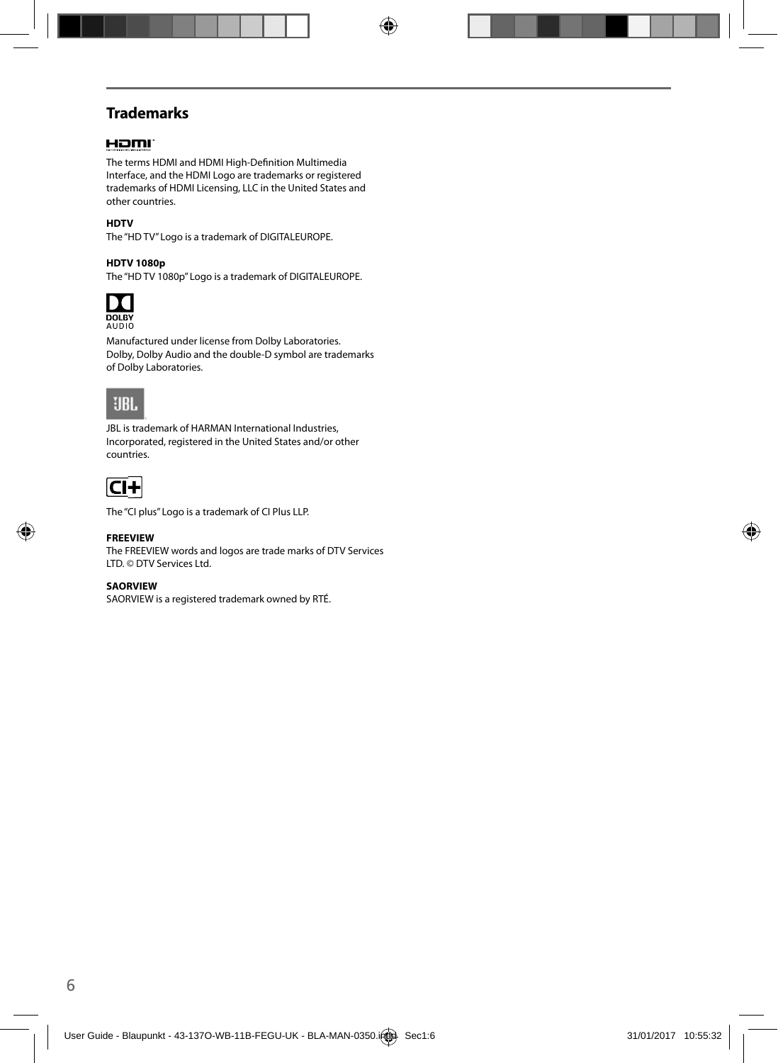## Trademarks

The terms HDMI and HDMI High-Definition Multimedia Interface, and the HDMI Logo are trademarks or registered trademarks of HDMI Licensing, LLC in the United States and other countries.

**HDTV**

The "HD TV" Logo is a trademark of DIGITALEUROPE.

**HDTV 1080p**

The "HD TV 1080p" Logo is a trademark of DIGITALEUROPE.

Manufactured under license from Dolby Laboratories. Dolby, Dolby Audio and the double-D symbol are trademarks of Dolby Laboratories.

JBL is trademark of HARMAN International Industries, Incorporated, registered in the United States and/or other countries.

The "CI plus" Logo is a trademark of CI Plus LLP.

**FREEVIEW**

The FREEVIEW words and logos are trade marks of DTV Services LTD. © DTV Services Ltd.

**SAORVIEW**

SAORVIEW is a registered trademark owned by RTÉ.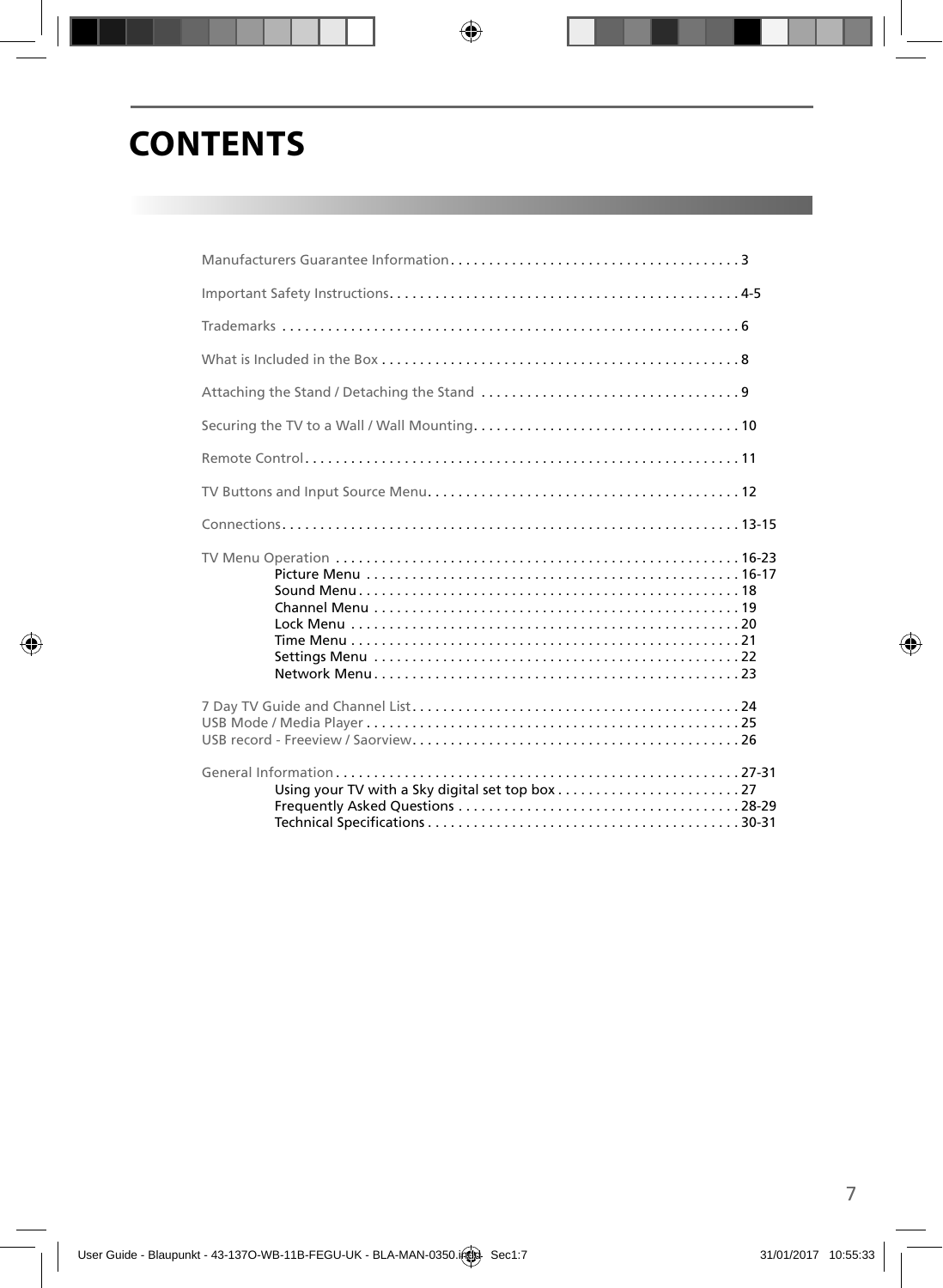# CONTENTS

Manufacturers Guarantee Information . . . . . . . . . . . . . . . . . . . . . . . . . . . . . . . . . . . . . . 3

Important Safety Instructions . . . . . . . . . . . . . . . . . . . . . . . . . . . . . . . . . . . . . . . . . . . . . 4-5

Trademarks . . . . . . . . . . . . . . . . . . . . . . . . . . . . . . . . . . . . . . . . . . . . . . . . . . . . . . . . . . . 6

What is Included in the Box . . . . . . . . . . . . . . . . . . . . . . . . . . . . . . . . . . . . . . . . . . . . . . 8

Attaching the Stand / Detaching the Stand . . . . . . . . . . . . . . . . . . . . . . . . . . . . . . . . . 9

Securing the TV to a Wall / Wall Mounting . . . . . . . . . . . . . . . . . . . . . . . . . . . . . . . . . . 10

Remote Control . . . . . . . . . . . . . . . . . . . . . . . . . . . . . . . . . . . . . . . . . . . . . . . . . . . . . . . 11

TV Buttons and Input Source Menu . . . . . . . . . . . . . . . . . . . . . . . . . . . . . . . . . . . . . . . . 12

Connections . . . . . . . . . . . . . . . . . . . . . . . . . . . . . . . . . . . . . . . . . . . . . . . . . . . . . . . . . . 13-15

TV Menu Operation . . . . . . . . . . . . . . . . . . . . . . . . . . . . . . . . . . . . . . . . . . . . . . . . . . . . 16-23
- Picture Menu . . . . . . . . . . . . . . . . . . . . . . . . . . . . . . . . . . . . . . . . . . . . . . . . . 16-17
- Sound Menu . . . . . . . . . . . . . . . . . . . . . . . . . . . . . . . . . . . . . . . . . . . . . . . . . . 18
- Channel Menu . . . . . . . . . . . . . . . . . . . . . . . . . . . . . . . . . . . . . . . . . . . . . . . . 19
- Lock Menu . . . . . . . . . . . . . . . . . . . . . . . . . . . . . . . . . . . . . . . . . . . . . . . . . . . 20
- Time Menu . . . . . . . . . . . . . . . . . . . . . . . . . . . . . . . . . . . . . . . . . . . . . . . . . . . 21
- Settings Menu . . . . . . . . . . . . . . . . . . . . . . . . . . . . . . . . . . . . . . . . . . . . . . . . 22
- Network Menu . . . . . . . . . . . . . . . . . . . . . . . . . . . . . . . . . . . . . . . . . . . . . . . . 23

7 Day TV Guide and Channel List . . . . . . . . . . . . . . . . . . . . . . . . . . . . . . . . . . . . . . . . . . 24
USB Mode / Media Player . . . . . . . . . . . . . . . . . . . . . . . . . . . . . . . . . . . . . . . . . . . . . . . . 25
USB record - Freeview / Saorview . . . . . . . . . . . . . . . . . . . . . . . . . . . . . . . . . . . . . . . . . . 26

General Information . . . . . . . . . . . . . . . . . . . . . . . . . . . . . . . . . . . . . . . . . . . . . . . . . . . 27-31
- Using your TV with a Sky digital set top box . . . . . . . . . . . . . . . . . . . . . . . . 27
- Frequently Asked Questions . . . . . . . . . . . . . . . . . . . . . . . . . . . . . . . . . . . . . 28-29
- Technical Specifications . . . . . . . . . . . . . . . . . . . . . . . . . . . . . . . . . . . . . . . . . 30-31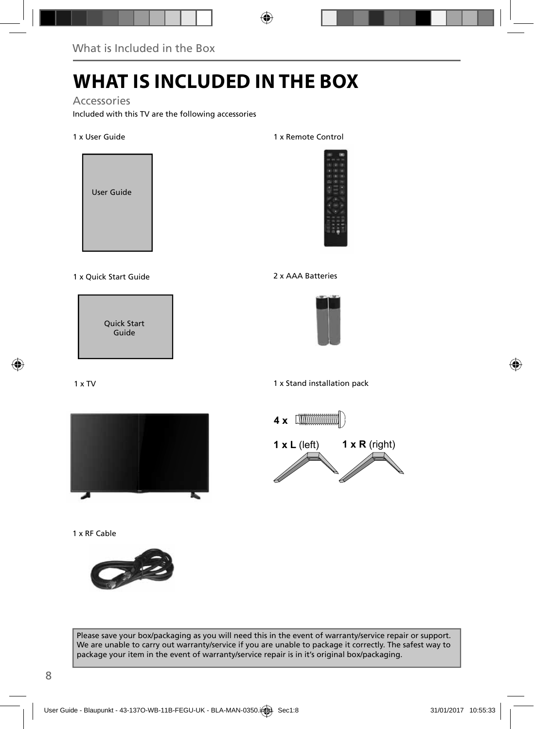# WHAT IS INCLUDED IN THE BOX

## Accessories

Included with this TV are the following accessories

1 x User Guide

User Guide

1 x Remote Control

1 x Quick Start Guide

Quick Start Guide

2 x AAA Batteries

1 x TV

1 x Stand installation pack

**4 x**

**1 x L** (left) **1 x R** (right)

1 x RF Cable

Please save your box/packaging as you will need this in the event of warranty/service repair or support. We are unable to carry out warranty/service if you are unable to package it correctly. The safest way to package your item in the event of warranty/service repair is in it's original box/packaging.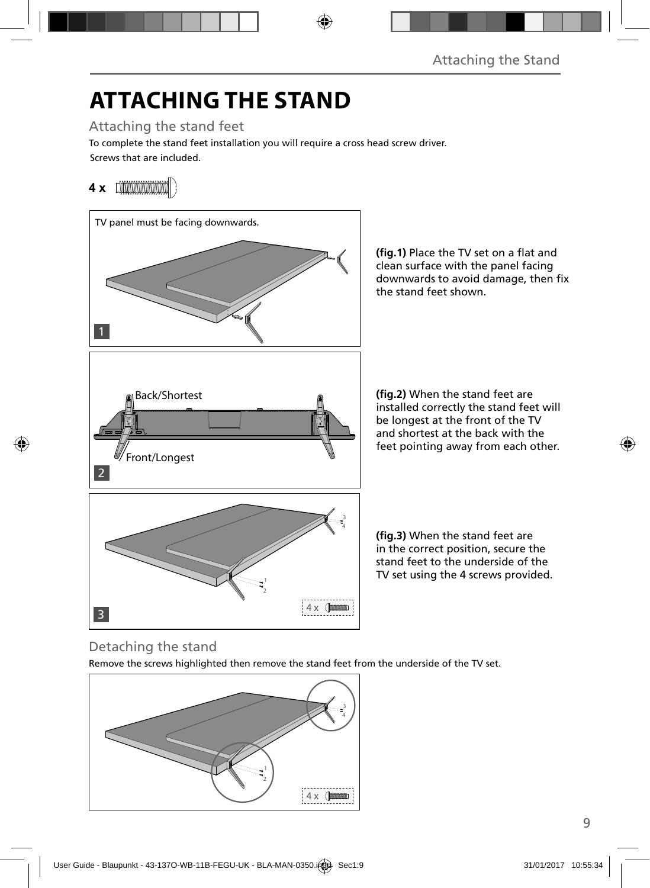# ATTACHING THE STAND

## Attaching the stand feet

To complete the stand feet installation you will require a cross head screw driver.

Screws that are included.

**4 x**

TV panel must be facing downwards.

1

**(fig.1)** Place the TV set on a flat and clean surface with the panel facing downwards to avoid damage, then fix the stand feet shown.

Back/Shortest

Front/Longest

2

**(fig.2)** When the stand feet are installed correctly the stand feet will be longest at the front of the TV and shortest at the back with the feet pointing away from each other.

3

4 x

**(fig.3)** When the stand feet are in the correct position, secure the stand feet to the underside of the TV set using the 4 screws provided.

## Detaching the stand

Remove the screws highlighted then remove the stand feet from the underside of the TV set.

4 x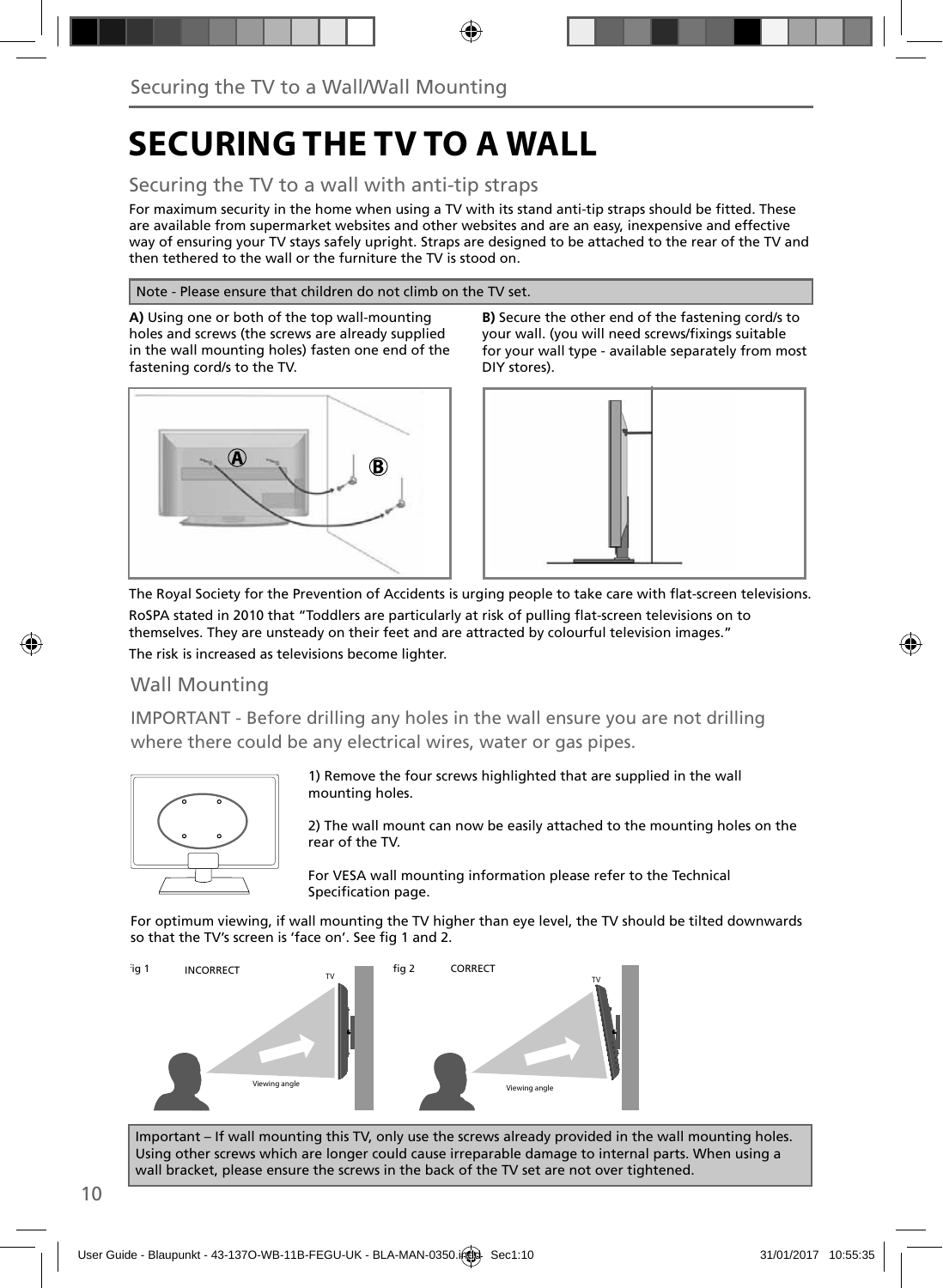# SECURING THE TV TO A WALL

## Securing the TV to a wall with anti-tip straps

For maximum security in the home when using a TV with its stand anti-tip straps should be fitted. These are available from supermarket websites and other websites and are an easy, inexpensive and effective way of ensuring your TV stays safely upright. Straps are designed to be attached to the rear of the TV and then tethered to the wall or the furniture the TV is stood on.

Note - Please ensure that children do not climb on the TV set.

**A)** Using one or both of the top wall-mounting holes and screws (the screws are already supplied in the wall mounting holes) fasten one end of the fastening cord/s to the TV.

**B)** Secure the other end of the fastening cord/s to your wall. (you will need screws/fixings suitable for your wall type - available separately from most DIY stores).

The Royal Society for the Prevention of Accidents is urging people to take care with flat-screen televisions.

RoSPA stated in 2010 that “Toddlers are particularly at risk of pulling flat-screen televisions on to themselves. They are unsteady on their feet and are attracted by colourful television images.”

The risk is increased as televisions become lighter.

## Wall Mounting

IMPORTANT - Before drilling any holes in the wall ensure you are not drilling where there could be any electrical wires, water or gas pipes.

1) Remove the four screws highlighted that are supplied in the wall mounting holes.

2) The wall mount can now be easily attached to the mounting holes on the rear of the TV.

For VESA wall mounting information please refer to the Technical Specification page.

For optimum viewing, if wall mounting the TV higher than eye level, the TV should be tilted downwards so that the TV’s screen is ‘face on’. See fig 1 and 2.

fig 1 INCORRECT

fig 2 CORRECT

Important – If wall mounting this TV, only use the screws already provided in the wall mounting holes. Using other screws which are longer could cause irreparable damage to internal parts. When using a wall bracket, please ensure the screws in the back of the TV set are not over tightened.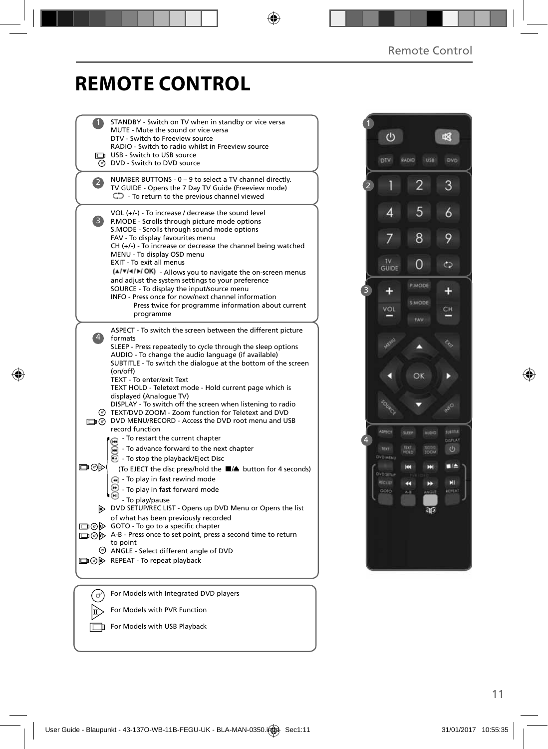# REMOTE CONTROL

**1**

STANDBY - Switch on TV when in standby or vice versa
MUTE - Mute the sound or vice versa
DTV - Switch to Freeview source
RADIO - Switch to radio whilst in Freeview source
USB - Switch to USB source
DVD - Switch to DVD source

**2**

NUMBER BUTTONS - 0 – 9 to select a TV channel directly.
TV GUIDE - Opens the 7 Day TV Guide (Freeview mode)
- To return to the previous channel viewed

**3**

VOL (+/-) - To increase / decrease the sound level
P.MODE - Scrolls through picture mode options
S.MODE - Scrolls through sound mode options
FAV - To display favourites menu
CH (+/-) - To increase or decrease the channel being watched
MENU - To display OSD menu
EXIT - To exit all menus
(▲/▼/◄/►/ OK) - Allows you to navigate the on-screen menus and adjust the system settings to your preference
SOURCE - To display the input/source menu
INFO - Press once for now/next channel information
Press twice for programme information about current programme

**4**

ASPECT - To switch the screen between the different picture formats
SLEEP - Press repeatedly to cycle through the sleep options
AUDIO - To change the audio language (if available)
SUBTITLE - To switch the dialogue at the bottom of the screen (on/off)
TEXT - To enter/exit Text
TEXT HOLD - Teletext mode - Hold current page which is displayed (Analogue TV)
DISPLAY - To switch off the screen when listening to radio
TEXT/DVD ZOOM - Zoom function for Teletext and DVD
DVD MENU/RECORD - Access the DVD root menu and USB record function
- To restart the current chapter
- To advance forward to the next chapter
- To stop the playback/Eject Disc
(To EJECT the disc press/hold the ■/⏏ button for 4 seconds)
- To play in fast rewind mode
- To play in fast forward mode
- To play/pause
DVD SETUP/REC LIST - Opens up DVD Menu or Opens the list of what has been previously recorded
GOTO - To go to a specific chapter
A-B - Press once to set point, press a second time to return to point
ANGLE - Select different angle of DVD
REPEAT - To repeat playback

For Models with Integrated DVD players
For Models with PVR Function
For Models with USB Playback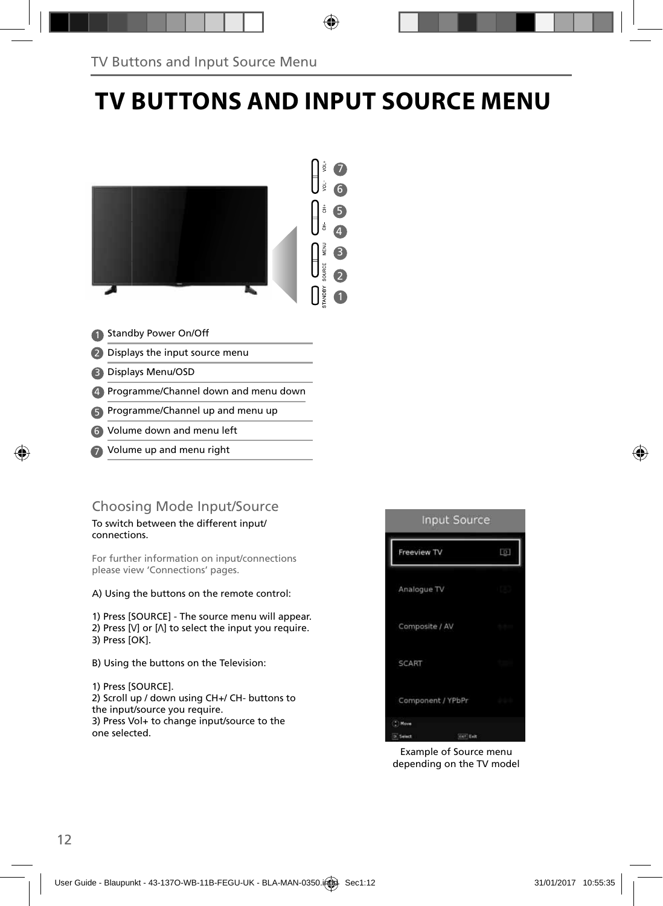# TV BUTTONS AND INPUT SOURCE MENU

1. Standby Power On/Off
2. Displays the input source menu
3. Displays Menu/OSD
4. Programme/Channel down and menu down
5. Programme/Channel up and menu up
6. Volume down and menu left
7. Volume up and menu right

## Choosing Mode Input/Source

To switch between the different input/connections.

For further information on input/connections please view 'Connections' pages.

A) Using the buttons on the remote control:

1) Press [SOURCE] - The source menu will appear.
2) Press [V] or [Λ] to select the input you require.
3) Press [OK].

B) Using the buttons on the Television:

1) Press [SOURCE].
2) Scroll up / down using CH+/ CH- buttons to the input/source you require.
3) Press Vol+ to change input/source to the one selected.

Example of Source menu depending on the TV model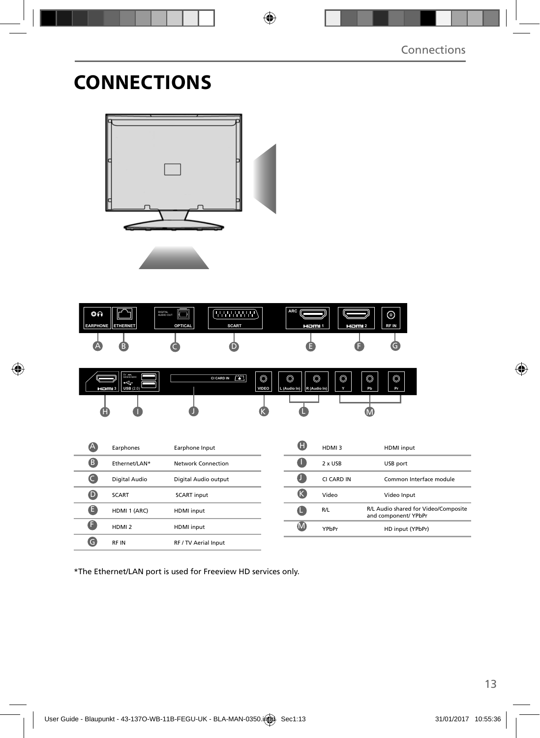# CONNECTIONS

| | | |
|---|---|---|
| A | Earphones | Earphone Input |
| B | Ethernet/LAN* | Network Connection |
| C | Digital Audio | Digital Audio output |
| D | SCART | SCART input |
| E | HDMI 1 (ARC) | HDMI input |
| F | HDMI 2 | HDMI input |
| G | RF IN | RF / TV Aerial Input |

| | | |
|---|---|---|
| H | HDMI 3 | HDMI input |
| I | 2 x USB | USB port |
| J | CI CARD IN | Common Interface module |
| K | Video | Video Input |
| L | R/L | R/L Audio shared for Video/Composite and component/ YPbPr |
| M | YPbPr | HD input (YPbPr) |

*The Ethernet/LAN port is used for Freeview HD services only.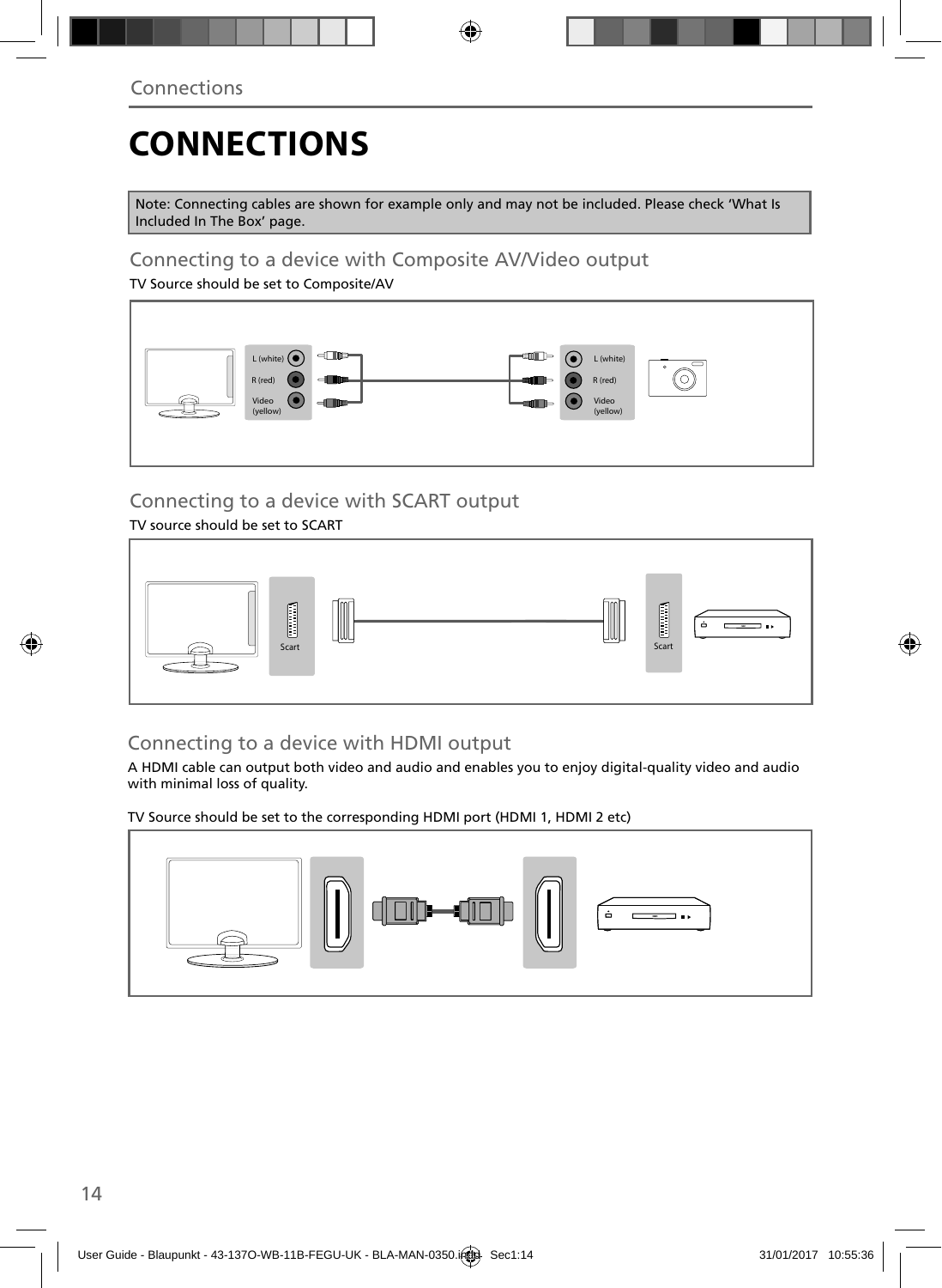# CONNECTIONS

Note: Connecting cables are shown for example only and may not be included. Please check 'What Is Included In The Box' page.

## Connecting to a device with Composite AV/Video output

TV Source should be set to Composite/AV

L (white)
R (red)
Video (yellow)

L (white)
R (red)
Video (yellow)

## Connecting to a device with SCART output

TV source should be set to SCART

Scart

Scart

## Connecting to a device with HDMI output

A HDMI cable can output both video and audio and enables you to enjoy digital-quality video and audio with minimal loss of quality.

TV Source should be set to the corresponding HDMI port (HDMI 1, HDMI 2 etc)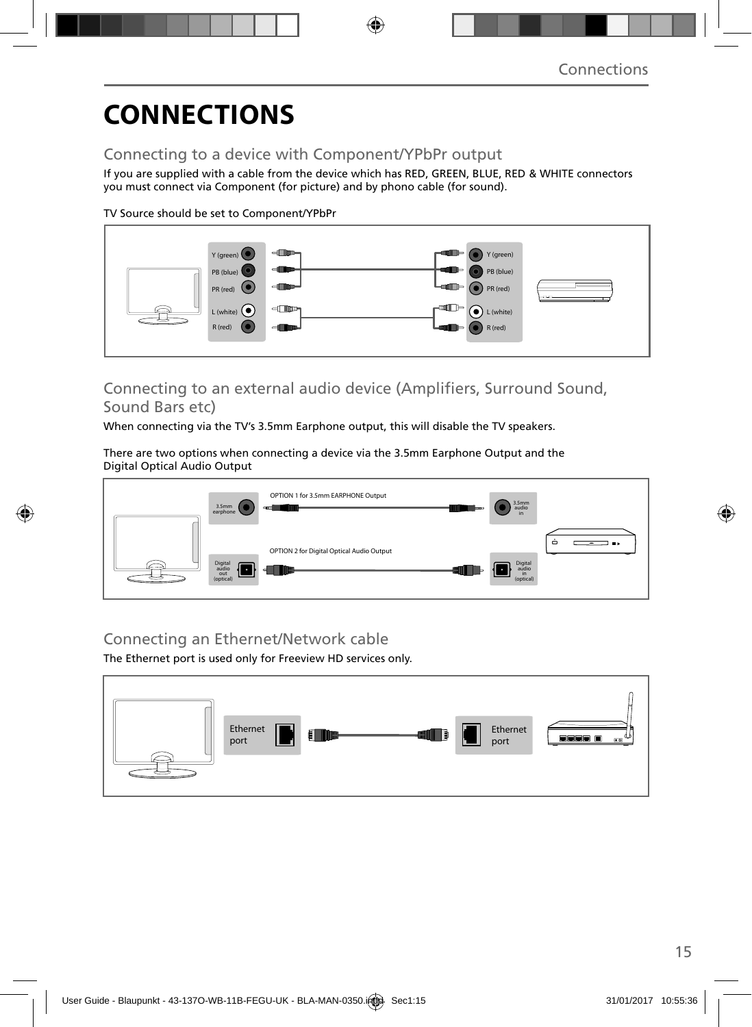# CONNECTIONS

## Connecting to a device with Component/YPbPr output

If you are supplied with a cable from the device which has RED, GREEN, BLUE, RED & WHITE connectors you must connect via Component (for picture) and by phono cable (for sound).

TV Source should be set to Component/YPbPr

Y (green)
PB (blue)
PR (red)
L (white)
R (red)

Y (green)
PB (blue)
PR (red)
L (white)
R (red)

## Connecting to an external audio device (Amplifiers, Surround Sound, Sound Bars etc)

When connecting via the TV's 3.5mm Earphone output, this will disable the TV speakers.

There are two options when connecting a device via the 3.5mm Earphone Output and the Digital Optical Audio Output

3.5mm earphone
OPTION 1 for 3.5mm EARPHONE Output
3.5mm audio in

Digital audio out (optical)
OPTION 2 for Digital Optical Audio Output
Digital audio in (optical)

## Connecting an Ethernet/Network cable

The Ethernet port is used only for Freeview HD services only.

Ethernet port

Ethernet port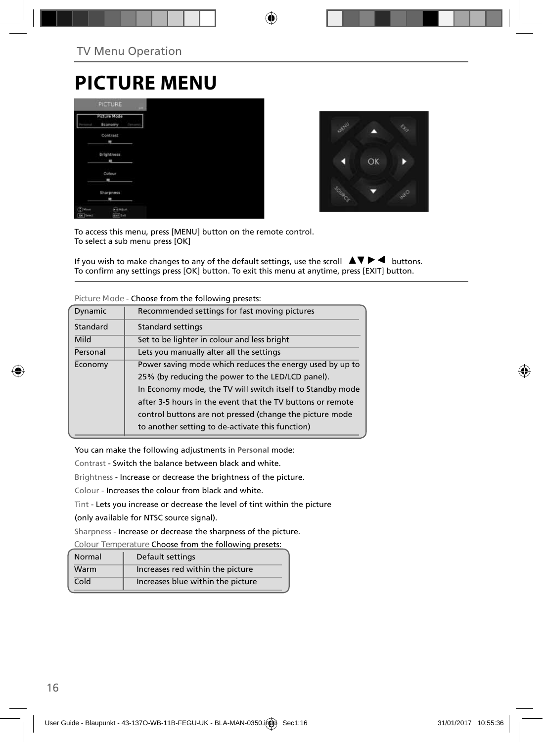TV Menu Operation

# PICTURE MENU

To access this menu, press [MENU] button on the remote control.
To select a sub menu press [OK]

If you wish to make changes to any of the default settings, use the scroll ▲▼ ▶ ◀ buttons.
To confirm any settings press [OK] button. To exit this menu at anytime, press [EXIT] button.

Picture Mode - Choose from the following presets:

| | |
|---|---|
| Dynamic | Recommended settings for fast moving pictures |
| Standard | Standard settings |
| Mild | Set to be lighter in colour and less bright |
| Personal | Lets you manually alter all the settings |
| Economy | Power saving mode which reduces the energy used by up to 25% (by reducing the power to the LED/LCD panel). In Economy mode, the TV will switch itself to Standby mode after 3-5 hours in the event that the TV buttons or remote control buttons are not pressed (change the picture mode to another setting to de-activate this function) |

You can make the following adjustments in **Personal** mode:

Contrast - Switch the balance between black and white.

Brightness - Increase or decrease the brightness of the picture.

Colour - Increases the colour from black and white.

Tint - Lets you increase or decrease the level of tint within the picture (only available for NTSC source signal).

Sharpness - Increase or decrease the sharpness of the picture.

Colour Temperature Choose from the following presets:

| | |
|---|---|
| Normal | Default settings |
| Warm | Increases red within the picture |
| Cold | Increases blue within the picture |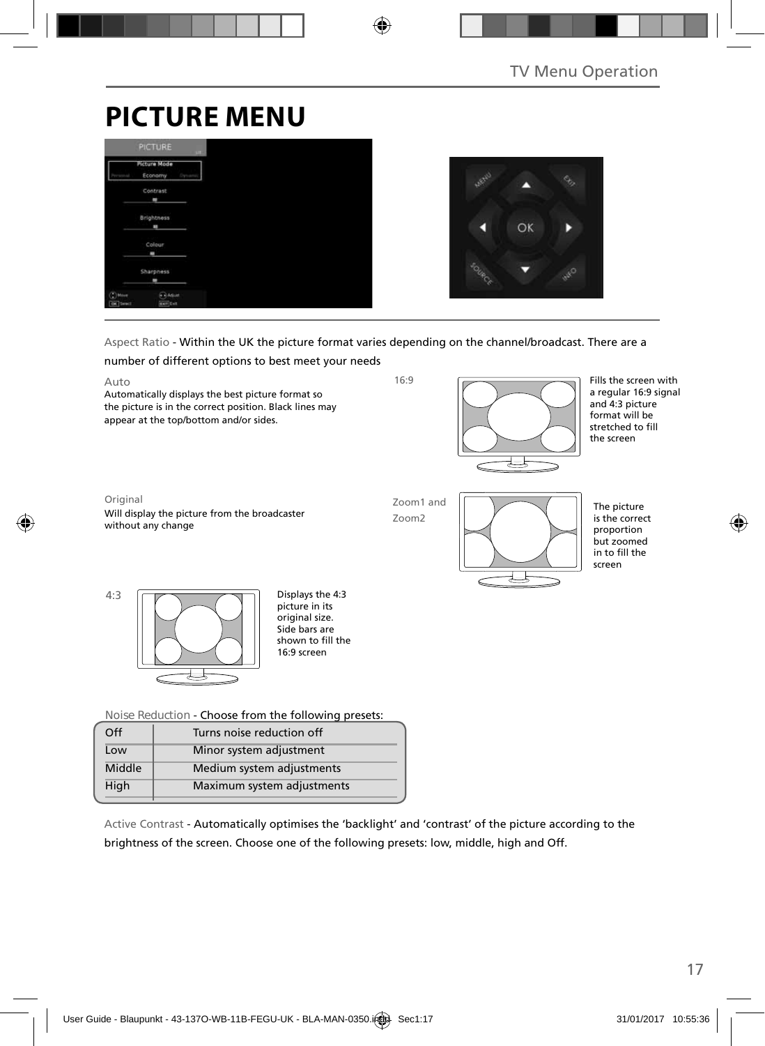# PICTURE MENU

Aspect Ratio - Within the UK the picture format varies depending on the channel/broadcast. There are a number of different options to best meet your needs

Auto
Automatically displays the best picture format so the picture is in the correct position. Black lines may appear at the top/bottom and/or sides.

16:9
Fills the screen with a regular 16:9 signal and 4:3 picture format will be stretched to fill the screen

Original
Will display the picture from the broadcaster without any change

Zoom1 and Zoom2
The picture is the correct proportion but zoomed in to fill the screen

4:3
Displays the 4:3 picture in its original size. Side bars are shown to fill the 16:9 screen

Noise Reduction - Choose from the following presets:

| | |
|---|---|
| Off | Turns noise reduction off |
| Low | Minor system adjustment |
| Middle | Medium system adjustments |
| High | Maximum system adjustments |

Active Contrast - Automatically optimises the 'backlight' and 'contrast' of the picture according to the brightness of the screen. Choose one of the following presets: low, middle, high and Off.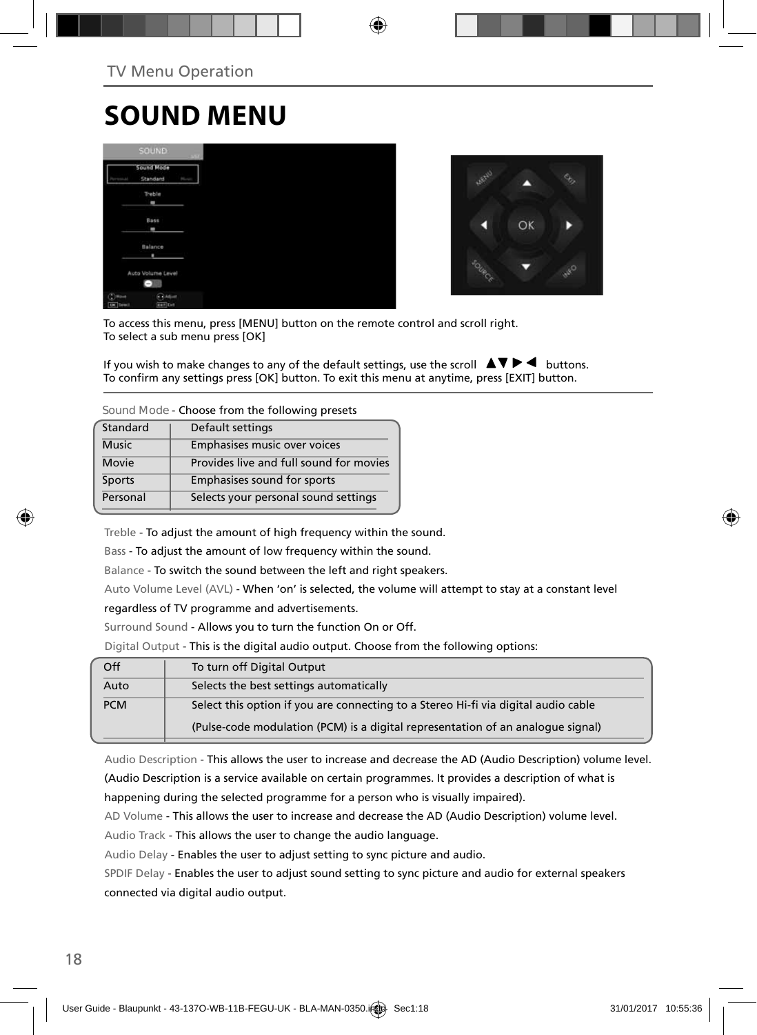TV Menu Operation

# SOUND MENU

To access this menu, press [MENU] button on the remote control and scroll right.
To select a sub menu press [OK]

If you wish to make changes to any of the default settings, use the scroll ▲▼▶◀ buttons.
To confirm any settings press [OK] button. To exit this menu at anytime, press [EXIT] button.

Sound Mode - Choose from the following presets

| | |
|---|---|
| Standard | Default settings |
| Music | Emphasises music over voices |
| Movie | Provides live and full sound for movies |
| Sports | Emphasises sound for sports |
| Personal | Selects your personal sound settings |

Treble - To adjust the amount of high frequency within the sound.

Bass - To adjust the amount of low frequency within the sound.

Balance - To switch the sound between the left and right speakers.

Auto Volume Level (AVL) - When 'on' is selected, the volume will attempt to stay at a constant level regardless of TV programme and advertisements.

Surround Sound - Allows you to turn the function On or Off.

Digital Output - This is the digital audio output. Choose from the following options:

| | |
|---|---|
| Off | To turn off Digital Output |
| Auto | Selects the best settings automatically |
| PCM | Select this option if you are connecting to a Stereo Hi-fi via digital audio cable (Pulse-code modulation (PCM) is a digital representation of an analogue signal) |

Audio Description - This allows the user to increase and decrease the AD (Audio Description) volume level. (Audio Description is a service available on certain programmes. It provides a description of what is happening during the selected programme for a person who is visually impaired).

AD Volume - This allows the user to increase and decrease the AD (Audio Description) volume level.

Audio Track - This allows the user to change the audio language.

Audio Delay - Enables the user to adjust setting to sync picture and audio.

SPDIF Delay - Enables the user to adjust sound setting to sync picture and audio for external speakers connected via digital audio output.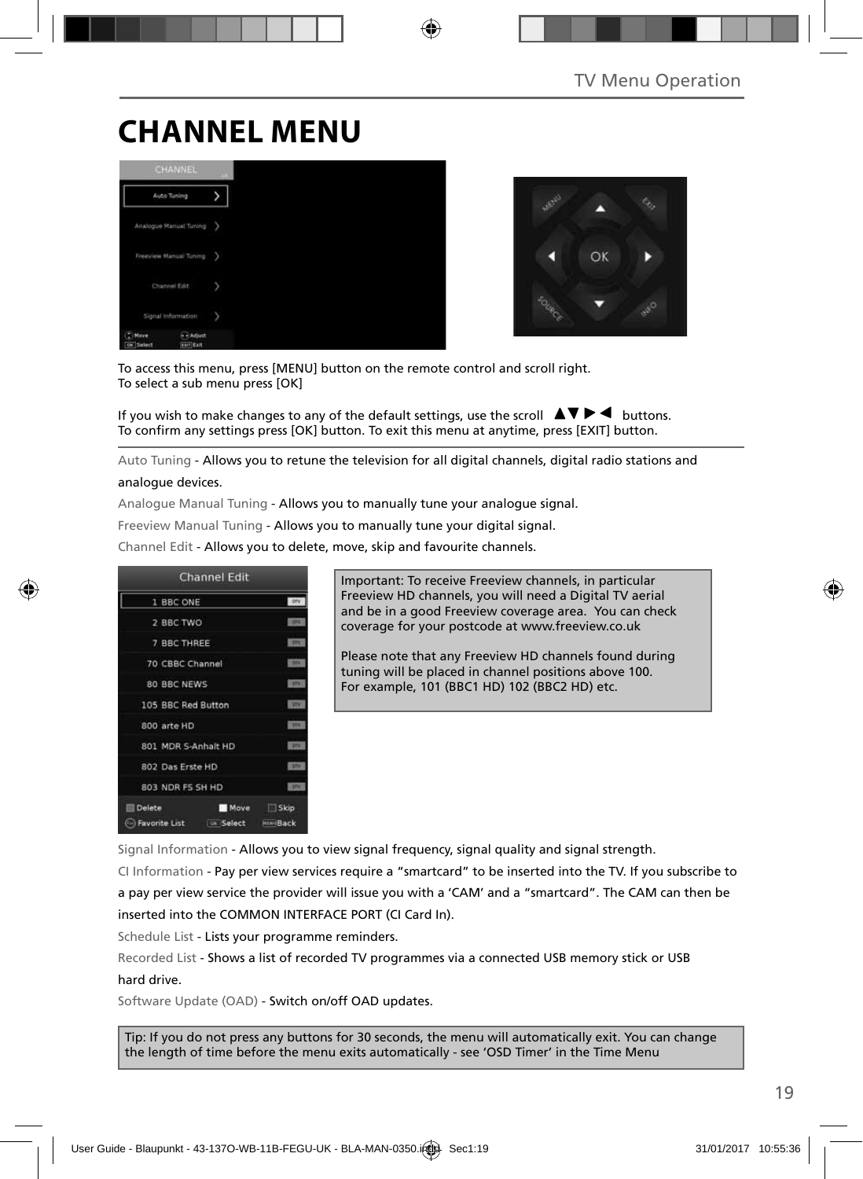# CHANNEL MENU

To access this menu, press [MENU] button on the remote control and scroll right.
To select a sub menu press [OK]

If you wish to make changes to any of the default settings, use the scroll ▲▼▶◀ buttons.
To confirm any settings press [OK] button. To exit this menu at anytime, press [EXIT] button.

Auto Tuning - Allows you to retune the television for all digital channels, digital radio stations and analogue devices.

Analogue Manual Tuning - Allows you to manually tune your analogue signal.

Freeview Manual Tuning - Allows you to manually tune your digital signal.

Channel Edit - Allows you to delete, move, skip and favourite channels.

Important: To receive Freeview channels, in particular Freeview HD channels, you will need a Digital TV aerial and be in a good Freeview coverage area. You can check coverage for your postcode at www.freeview.co.uk

Please note that any Freeview HD channels found during tuning will be placed in channel positions above 100. For example, 101 (BBC1 HD) 102 (BBC2 HD) etc.

Signal Information - Allows you to view signal frequency, signal quality and signal strength.

CI Information - Pay per view services require a "smartcard" to be inserted into the TV. If you subscribe to a pay per view service the provider will issue you with a 'CAM' and a "smartcard". The CAM can then be inserted into the COMMON INTERFACE PORT (CI Card In).

Schedule List - Lists your programme reminders.

Recorded List - Shows a list of recorded TV programmes via a connected USB memory stick or USB hard drive.

Software Update (OAD) - Switch on/off OAD updates.

Tip: If you do not press any buttons for 30 seconds, the menu will automatically exit. You can change the length of time before the menu exits automatically - see 'OSD Timer' in the Time Menu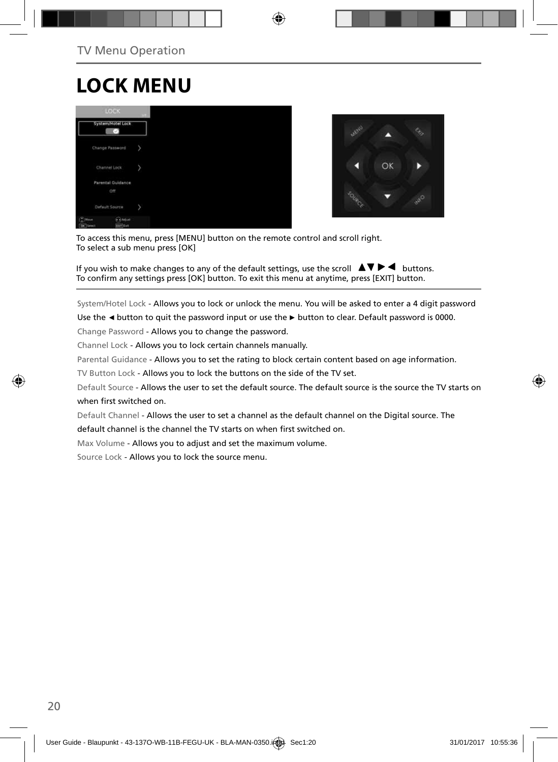# LOCK MENU

To access this menu, press [MENU] button on the remote control and scroll right.
To select a sub menu press [OK]

If you wish to make changes to any of the default settings, use the scroll ▲▼ ▶ ◀ buttons.
To confirm any settings press [OK] button. To exit this menu at anytime, press [EXIT] button.

System/Hotel Lock - Allows you to lock or unlock the menu. You will be asked to enter a 4 digit password Use the ◄ button to quit the password input or use the ► button to clear. Default password is 0000.

Change Password - Allows you to change the password.

Channel Lock - Allows you to lock certain channels manually.

Parental Guidance - Allows you to set the rating to block certain content based on age information.

TV Button Lock - Allows you to lock the buttons on the side of the TV set.

Default Source - Allows the user to set the default source. The default source is the source the TV starts on when first switched on.

Default Channel - Allows the user to set a channel as the default channel on the Digital source. The default channel is the channel the TV starts on when first switched on.

Max Volume - Allows you to adjust and set the maximum volume.

Source Lock - Allows you to lock the source menu.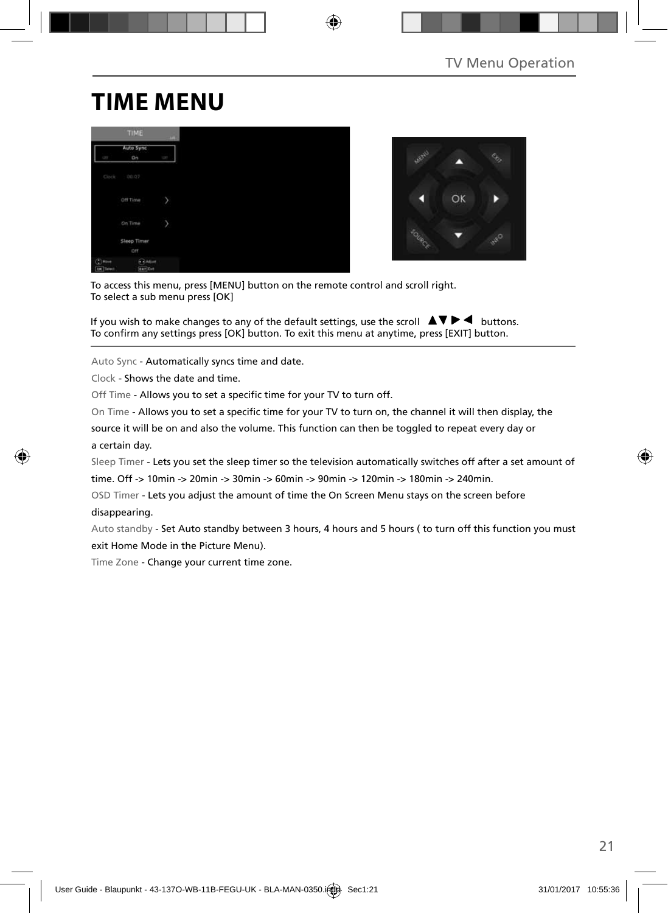# TIME MENU

To access this menu, press [MENU] button on the remote control and scroll right.
To select a sub menu press [OK]

If you wish to make changes to any of the default settings, use the scroll ▲▼▶◀ buttons.
To confirm any settings press [OK] button. To exit this menu at anytime, press [EXIT] button.

Auto Sync - Automatically syncs time and date.

Clock - Shows the date and time.

Off Time - Allows you to set a specific time for your TV to turn off.

On Time - Allows you to set a specific time for your TV to turn on, the channel it will then display, the source it will be on and also the volume. This function can then be toggled to repeat every day or a certain day.

Sleep Timer - Lets you set the sleep timer so the television automatically switches off after a set amount of time. Off -> 10min -> 20min -> 30min -> 60min -> 90min -> 120min -> 180min -> 240min.

OSD Timer - Lets you adjust the amount of time the On Screen Menu stays on the screen before disappearing.

Auto standby - Set Auto standby between 3 hours, 4 hours and 5 hours ( to turn off this function you must exit Home Mode in the Picture Menu).

Time Zone - Change your current time zone.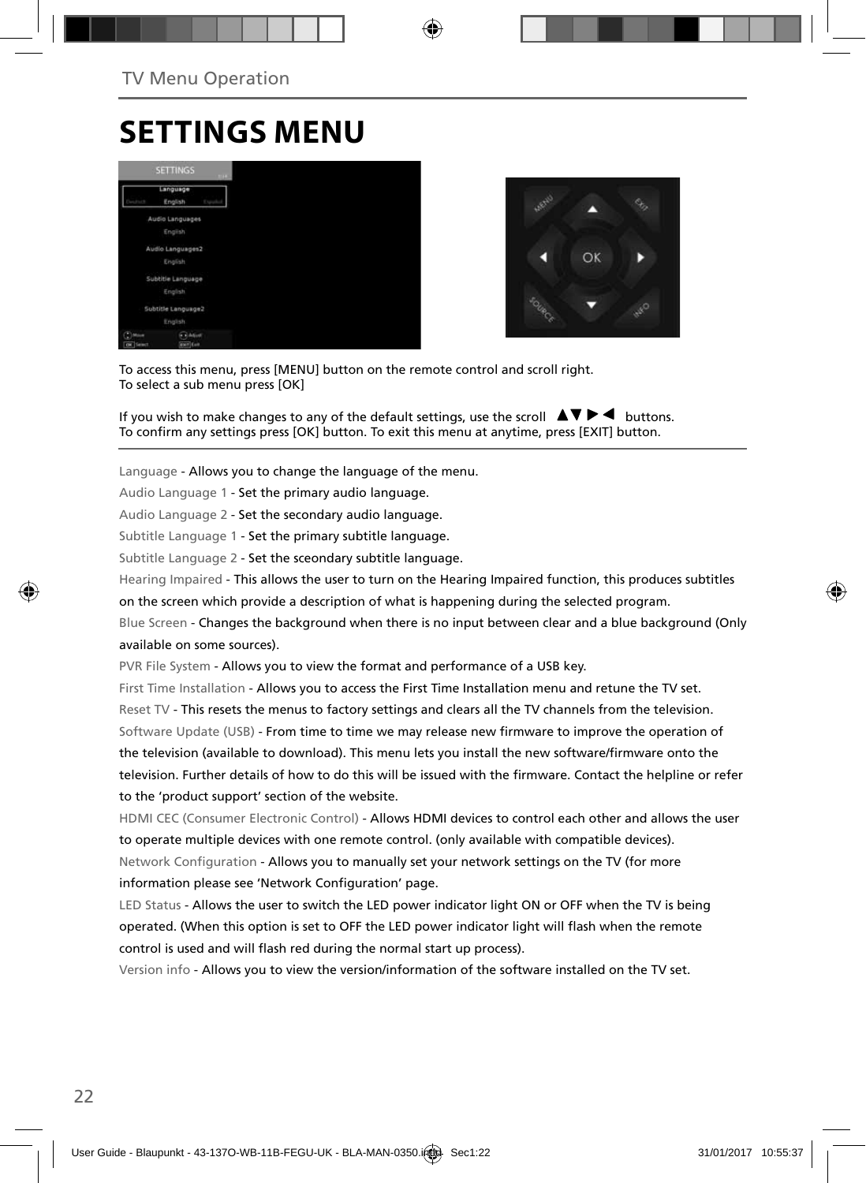TV Menu Operation

# SETTINGS MENU

To access this menu, press [MENU] button on the remote control and scroll right.
To select a sub menu press [OK]

If you wish to make changes to any of the default settings, use the scroll ▲▼▶◀ buttons.
To confirm any settings press [OK] button. To exit this menu at anytime, press [EXIT] button.

Language - Allows you to change the language of the menu.

Audio Language 1 - Set the primary audio language.

Audio Language 2 - Set the secondary audio language.

Subtitle Language 1 - Set the primary subtitle language.

Subtitle Language 2 - Set the sceondary subtitle language.

Hearing Impaired - This allows the user to turn on the Hearing Impaired function, this produces subtitles on the screen which provide a description of what is happening during the selected program.

Blue Screen - Changes the background when there is no input between clear and a blue background (Only available on some sources).

PVR File System - Allows you to view the format and performance of a USB key.

First Time Installation - Allows you to access the First Time Installation menu and retune the TV set.

Reset TV - This resets the menus to factory settings and clears all the TV channels from the television.

Software Update (USB) - From time to time we may release new firmware to improve the operation of the television (available to download). This menu lets you install the new software/firmware onto the television. Further details of how to do this will be issued with the firmware. Contact the helpline or refer to the 'product support' section of the website.

HDMI CEC (Consumer Electronic Control) - Allows HDMI devices to control each other and allows the user to operate multiple devices with one remote control. (only available with compatible devices).

Network Configuration - Allows you to manually set your network settings on the TV (for more information please see 'Network Configuration' page.

LED Status - Allows the user to switch the LED power indicator light ON or OFF when the TV is being operated. (When this option is set to OFF the LED power indicator light will flash when the remote control is used and will flash red during the normal start up process).

Version info - Allows you to view the version/information of the software installed on the TV set.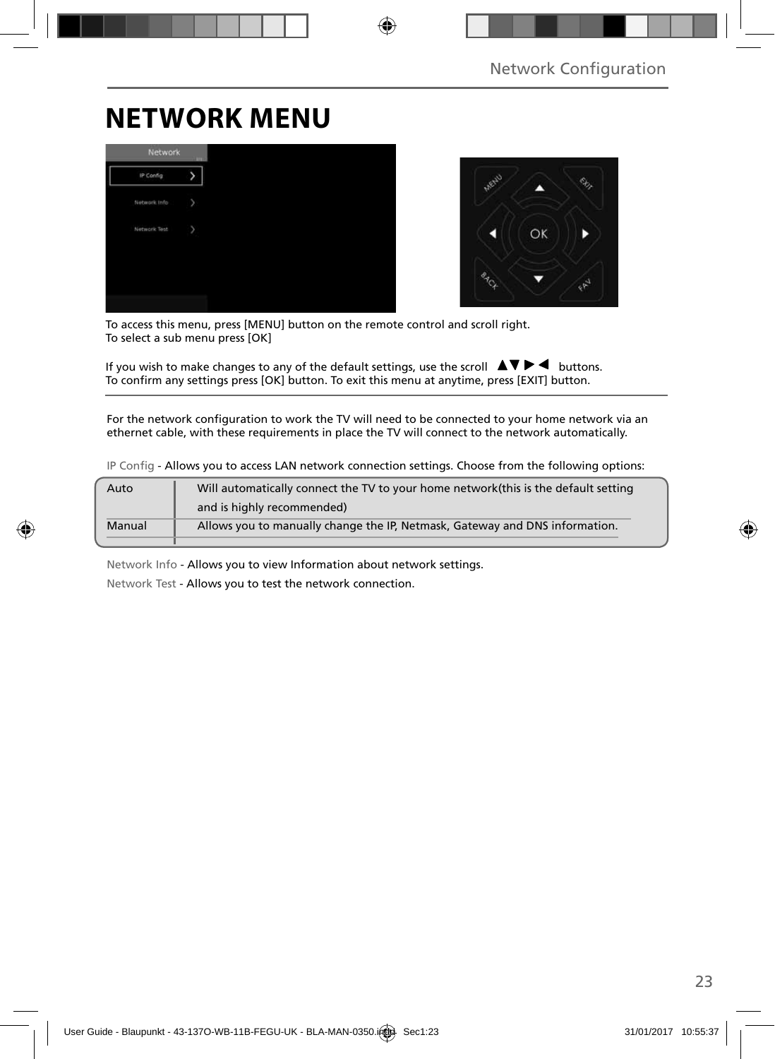# NETWORK MENU

To access this menu, press [MENU] button on the remote control and scroll right.
To select a sub menu press [OK]

If you wish to make changes to any of the default settings, use the scroll ▲▼▶◀ buttons.
To confirm any settings press [OK] button. To exit this menu at anytime, press [EXIT] button.

For the network configuration to work the TV will need to be connected to your home network via an ethernet cable, with these requirements in place the TV will connect to the network automatically.

IP Config - Allows you to access LAN network connection settings. Choose from the following options:

| | |
|---|---|
| Auto | Will automatically connect the TV to your home network(this is the default setting and is highly recommended) |
| Manual | Allows you to manually change the IP, Netmask, Gateway and DNS information. |

Network Info - Allows you to view Information about network settings.

Network Test - Allows you to test the network connection.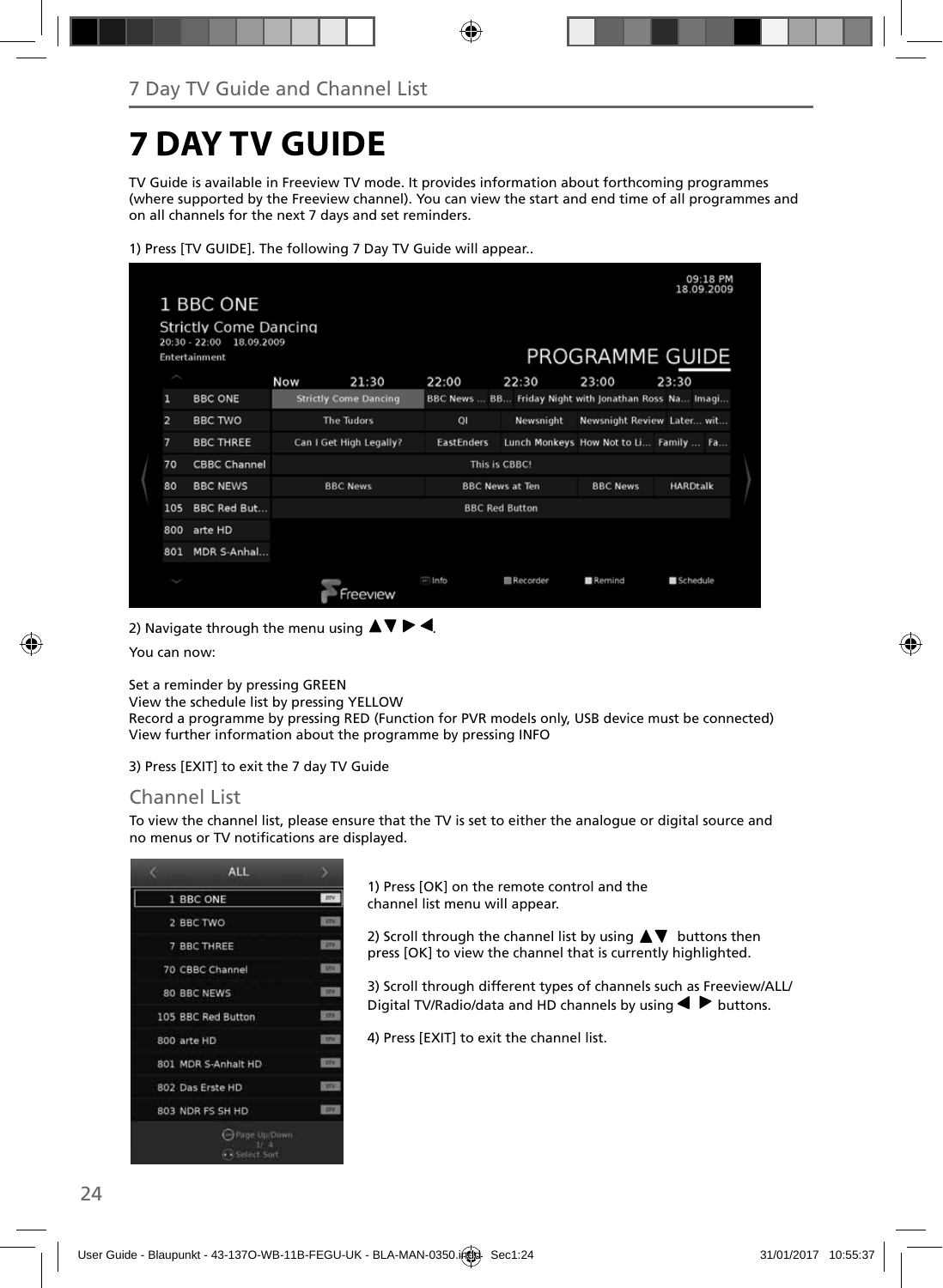## 7 Day TV Guide and Channel List

# 7 DAY TV GUIDE

TV Guide is available in Freeview TV mode. It provides information about forthcoming programmes (where supported by the Freeview channel). You can view the start and end time of all programmes and on all channels for the next 7 days and set reminders.

1) Press [TV GUIDE]. The following 7 Day TV Guide will appear..

2) Navigate through the menu using ▲▼ ▶ ◀.

You can now:

Set a reminder by pressing GREEN
View the schedule list by pressing YELLOW
Record a programme by pressing RED (Function for PVR models only, USB device must be connected)
View further information about the programme by pressing INFO

3) Press [EXIT] to exit the 7 day TV Guide

## Channel List

To view the channel list, please ensure that the TV is set to either the analogue or digital source and no menus or TV notifications are displayed.

1) Press [OK] on the remote control and the channel list menu will appear.

2) Scroll through the channel list by using ▲▼ buttons then press [OK] to view the channel that is currently highlighted.

3) Scroll through different types of channels such as Freeview/ALL/ Digital TV/Radio/data and HD channels by using ◀ ▶ buttons.

4) Press [EXIT] to exit the channel list.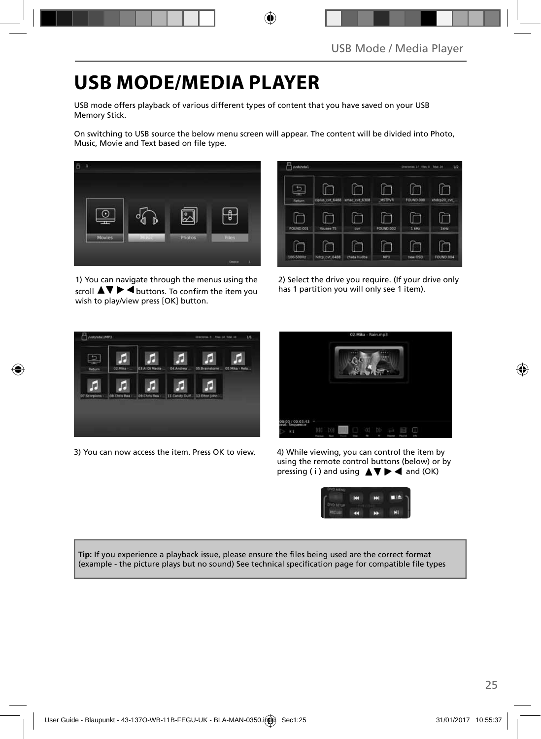# USB MODE/MEDIA PLAYER

USB mode offers playback of various different types of content that you have saved on your USB Memory Stick.

On switching to USB source the below menu screen will appear. The content will be divided into Photo, Music, Movie and Text based on file type.

1) You can navigate through the menus using the scroll ▲▼ ▶ ◀ buttons. To confirm the item you wish to play/view press [OK] button.

2) Select the drive you require. (If your drive only has 1 partition you will only see 1 item).

3) You can now access the item. Press OK to view.

4) While viewing, you can control the item by using the remote control buttons (below) or by pressing ( i ) and using ▲▼ ▶ ◀ and (OK)

**Tip:** If you experience a playback issue, please ensure the files being used are the correct format (example - the picture plays but no sound) See technical specification page for compatible file types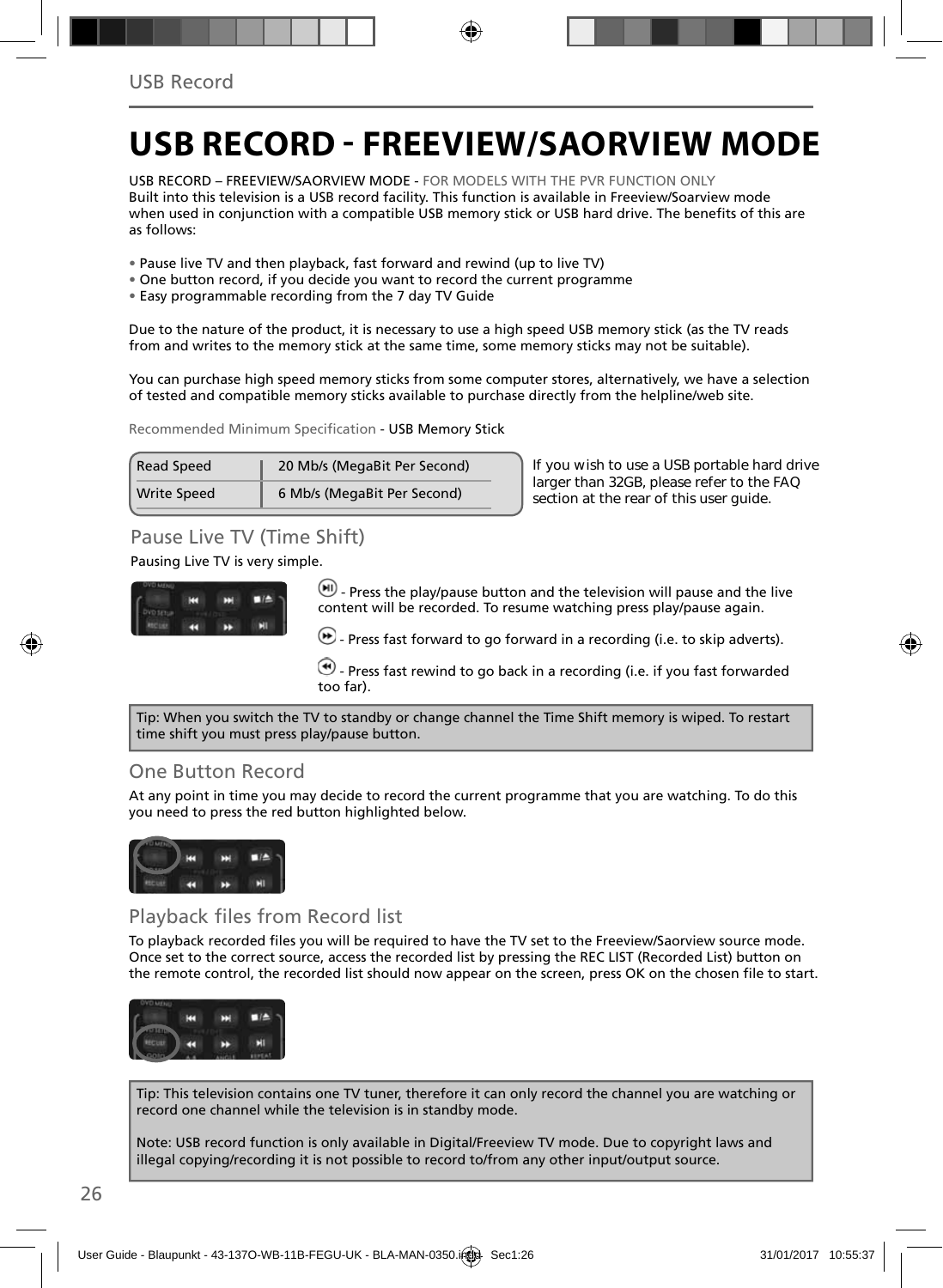# USB RECORD - FREEVIEW/SAORVIEW MODE

USB RECORD – FREEVIEW/SAORVIEW MODE - FOR MODELS WITH THE PVR FUNCTION ONLY
Built into this television is a USB record facility. This function is available in Freeview/Soarview mode when used in conjunction with a compatible USB memory stick or USB hard drive. The benefits of this are as follows:

- Pause live TV and then playback, fast forward and rewind (up to live TV)
- One button record, if you decide you want to record the current programme
- Easy programmable recording from the 7 day TV Guide

Due to the nature of the product, it is necessary to use a high speed USB memory stick (as the TV reads from and writes to the memory stick at the same time, some memory sticks may not be suitable).

You can purchase high speed memory sticks from some computer stores, alternatively, we have a selection of tested and compatible memory sticks available to purchase directly from the helpline/web site.

Recommended Minimum Specification - USB Memory Stick

| Read Speed | 20 Mb/s (MegaBit Per Second) |
|---|---|
| Write Speed | 6 Mb/s (MegaBit Per Second) |

If you wish to use a USB portable hard drive larger than 32GB, please refer to the FAQ section at the rear of this user guide.

## Pause Live TV (Time Shift)

Pausing Live TV is very simple.

- Press the play/pause button and the television will pause and the live content will be recorded. To resume watching press play/pause again.

- Press fast forward to go forward in a recording (i.e. to skip adverts).

- Press fast rewind to go back in a recording (i.e. if you fast forwarded too far).

Tip: When you switch the TV to standby or change channel the Time Shift memory is wiped. To restart time shift you must press play/pause button.

## One Button Record

At any point in time you may decide to record the current programme that you are watching. To do this you need to press the red button highlighted below.

## Playback files from Record list

To playback recorded files you will be required to have the TV set to the Freeview/Saorview source mode. Once set to the correct source, access the recorded list by pressing the REC LIST (Recorded List) button on the remote control, the recorded list should now appear on the screen, press OK on the chosen file to start.

Tip: This television contains one TV tuner, therefore it can only record the channel you are watching or record one channel while the television is in standby mode.

Note: USB record function is only available in Digital/Freeview TV mode. Due to copyright laws and illegal copying/recording it is not possible to record to/from any other input/output source.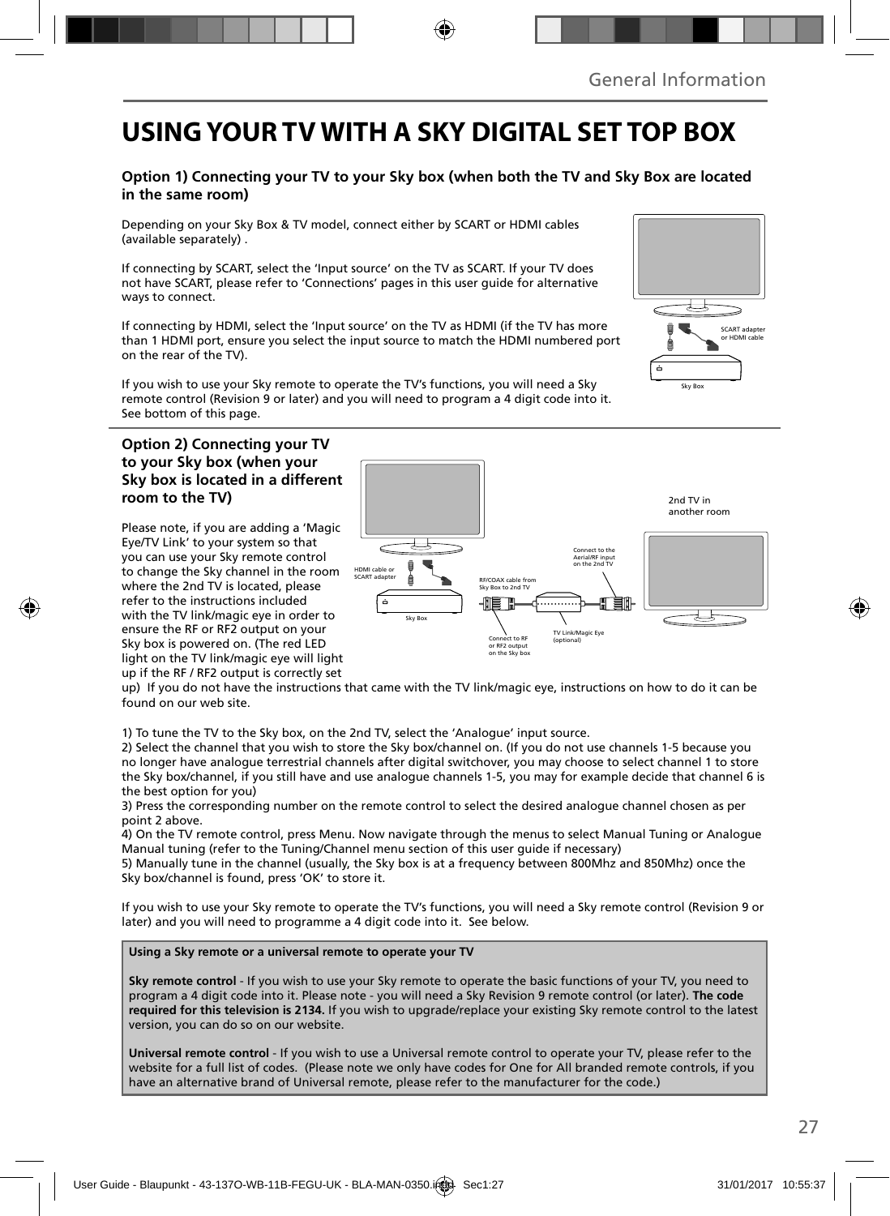# USING YOUR TV WITH A SKY DIGITAL SET TOP BOX

### Option 1) Connecting your TV to your Sky box (when both the TV and Sky Box are located in the same room)

Depending on your Sky Box & TV model, connect either by SCART or HDMI cables (available separately) .

If connecting by SCART, select the 'Input source' on the TV as SCART. If your TV does not have SCART, please refer to 'Connections' pages in this user guide for alternative ways to connect.

If connecting by HDMI, select the 'Input source' on the TV as HDMI (if the TV has more than 1 HDMI port, ensure you select the input source to match the HDMI numbered port on the rear of the TV).

If you wish to use your Sky remote to operate the TV's functions, you will need a Sky remote control (Revision 9 or later) and you will need to program a 4 digit code into it. See bottom of this page.

SCART adapter or HDMI cable

Sky Box

### Option 2) Connecting your TV to your Sky box (when your Sky box is located in a different room to the TV)

Please note, if you are adding a 'Magic Eye/TV Link' to your system so that you can use your Sky remote control to change the Sky channel in the room where the 2nd TV is located, please refer to the instructions included with the TV link/magic eye in order to ensure the RF or RF2 output on your Sky box is powered on. (The red LED light on the TV link/magic eye will light up if the RF / RF2 output is correctly set up) If you do not have the instructions that came with the TV link/magic eye, instructions on how to do it can be found on our web site.

HDMI cable or SCART adapter

Sky Box

RF/COAX cable from Sky Box to 2nd TV

Connect to RF or RF2 output on the Sky box

TV Link/Magic Eye (optional)

Connect to the Aerial/RF input on the 2nd TV

2nd TV in another room

1) To tune the TV to the Sky box, on the 2nd TV, select the 'Analogue' input source.
2) Select the channel that you wish to store the Sky box/channel on. (If you do not use channels 1-5 because you no longer have analogue terrestrial channels after digital switchover, you may choose to select channel 1 to store the Sky box/channel, if you still have and use analogue channels 1-5, you may for example decide that channel 6 is the best option for you)
3) Press the corresponding number on the remote control to select the desired analogue channel chosen as per point 2 above.
4) On the TV remote control, press Menu. Now navigate through the menus to select Manual Tuning or Analogue Manual tuning (refer to the Tuning/Channel menu section of this user guide if necessary)
5) Manually tune in the channel (usually, the Sky box is at a frequency between 800Mhz and 850Mhz) once the Sky box/channel is found, press 'OK' to store it.

If you wish to use your Sky remote to operate the TV's functions, you will need a Sky remote control (Revision 9 or later) and you will need to programme a 4 digit code into it. See below.

**Using a Sky remote or a universal remote to operate your TV**

**Sky remote control** - If you wish to use your Sky remote to operate the basic functions of your TV, you need to program a 4 digit code into it. Please note - you will need a Sky Revision 9 remote control (or later). **The code required for this television is 2134.** If you wish to upgrade/replace your existing Sky remote control to the latest version, you can do so on our website.

**Universal remote control** - If you wish to use a Universal remote control to operate your TV, please refer to the website for a full list of codes. (Please note we only have codes for One for All branded remote controls, if you have an alternative brand of Universal remote, please refer to the manufacturer for the code.)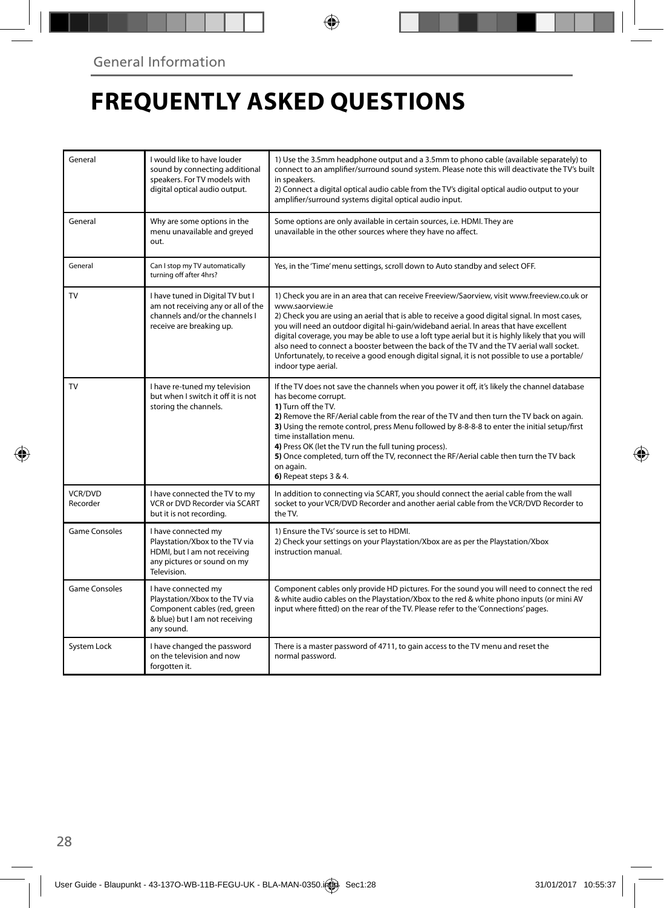## General Information

# FREQUENTLY ASKED QUESTIONS

| | | |
|---|---|---|
| General | I would like to have louder sound by connecting additional speakers. For TV models with digital optical audio output. | 1) Use the 3.5mm headphone output and a 3.5mm to phono cable (available separately) to connect to an amplifier/surround sound system. Please note this will deactivate the TV's built in speakers.<br>2) Connect a digital optical audio cable from the TV's digital optical audio output to your amplifier/surround systems digital optical audio input. |
| General | Why are some options in the menu unavailable and greyed out. | Some options are only available in certain sources, i.e. HDMI. They are unavailable in the other sources where they have no affect. |
| General | Can I stop my TV automatically turning off after 4hrs? | Yes, in the 'Time' menu settings, scroll down to Auto standby and select OFF. |
| TV | I have tuned in Digital TV but I am not receiving any or all of the channels and/or the channels I receive are breaking up. | 1) Check you are in an area that can receive Freeview/Saorview, visit www.freeview.co.uk or www.saorview.ie<br>2) Check you are using an aerial that is able to receive a good digital signal. In most cases, you will need an outdoor digital hi-gain/wideband aerial. In areas that have excellent digital coverage, you may be able to use a loft type aerial but it is highly likely that you will also need to connect a booster between the back of the TV and the TV aerial wall socket. Unfortunately, to receive a good enough digital signal, it is not possible to use a portable/indoor type aerial. |
| TV | I have re-tuned my television but when I switch it off it is not storing the channels. | If the TV does not save the channels when you power it off, it's likely the channel database has become corrupt.<br>**1)** Turn off the TV.<br>**2)** Remove the RF/Aerial cable from the rear of the TV and then turn the TV back on again.<br>**3)** Using the remote control, press Menu followed by 8-8-8-8 to enter the initial setup/first time installation menu.<br>**4)** Press OK (let the TV run the full tuning process).<br>**5)** Once completed, turn off the TV, reconnect the RF/Aerial cable then turn the TV back on again.<br>**6)** Repeat steps 3 & 4. |
| VCR/DVD Recorder | I have connected the TV to my VCR or DVD Recorder via SCART but it is not recording. | In addition to connecting via SCART, you should connect the aerial cable from the wall socket to your VCR/DVD Recorder and another aerial cable from the VCR/DVD Recorder to the TV. |
| Game Consoles | I have connected my Playstation/Xbox to the TV via HDMI, but I am not receiving any pictures or sound on my Television. | 1) Ensure the TVs' source is set to HDMI.<br>2) Check your settings on your Playstation/Xbox are as per the Playstation/Xbox instruction manual. |
| Game Consoles | I have connected my Playstation/Xbox to the TV via Component cables (red, green & blue) but I am not receiving any sound. | Component cables only provide HD pictures. For the sound you will need to connect the red & white audio cables on the Playstation/Xbox to the red & white phono inputs (or mini AV input where fitted) on the rear of the TV. Please refer to the 'Connections' pages. |
| System Lock | I have changed the password on the television and now forgotten it. | There is a master password of 4711, to gain access to the TV menu and reset the normal password. |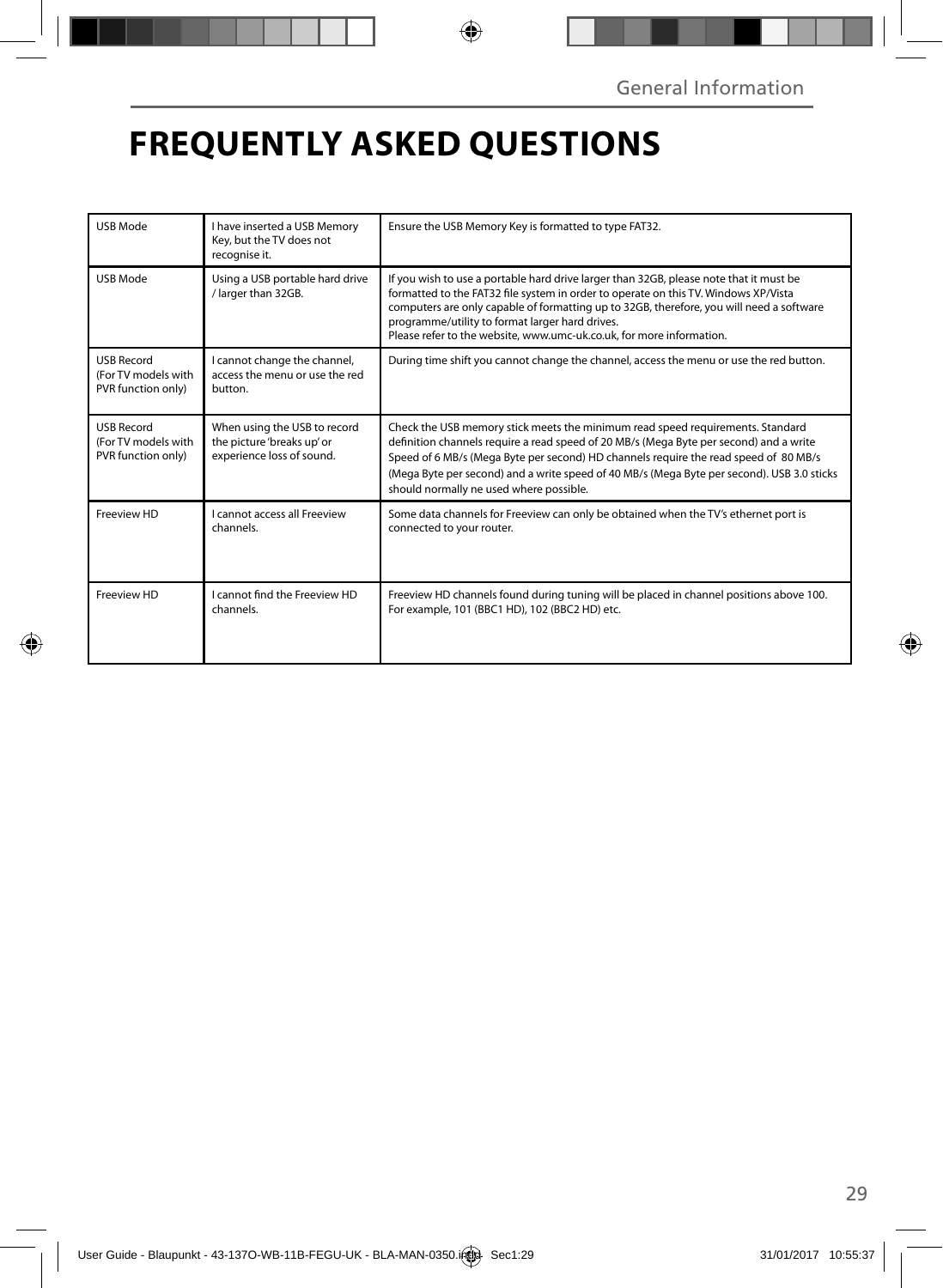# FREQUENTLY ASKED QUESTIONS

| | | |
|---|---|---|
| USB Mode | I have inserted a USB Memory Key, but the TV does not recognise it. | Ensure the USB Memory Key is formatted to type FAT32. |
| USB Mode | Using a USB portable hard drive / larger than 32GB. | If you wish to use a portable hard drive larger than 32GB, please note that it must be formatted to the FAT32 file system in order to operate on this TV. Windows XP/Vista computers are only capable of formatting up to 32GB, therefore, you will need a software programme/utility to format larger hard drives.<br>Please refer to the website, www.umc-uk.co.uk, for more information. |
| USB Record (For TV models with PVR function only) | I cannot change the channel, access the menu or use the red button. | During time shift you cannot change the channel, access the menu or use the red button. |
| USB Record (For TV models with PVR function only) | When using the USB to record the picture 'breaks up' or experience loss of sound. | Check the USB memory stick meets the minimum read speed requirements. Standard definition channels require a read speed of 20 MB/s (Mega Byte per second) and a write Speed of 6 MB/s (Mega Byte per second) HD channels require the read speed of 80 MB/s (Mega Byte per second) and a write speed of 40 MB/s (Mega Byte per second). USB 3.0 sticks should normally ne used where possible. |
| Freeview HD | I cannot access all Freeview channels. | Some data channels for Freeview can only be obtained when the TV's ethernet port is connected to your router. |
| Freeview HD | I cannot find the Freeview HD channels. | Freeview HD channels found during tuning will be placed in channel positions above 100. For example, 101 (BBC1 HD), 102 (BBC2 HD) etc. |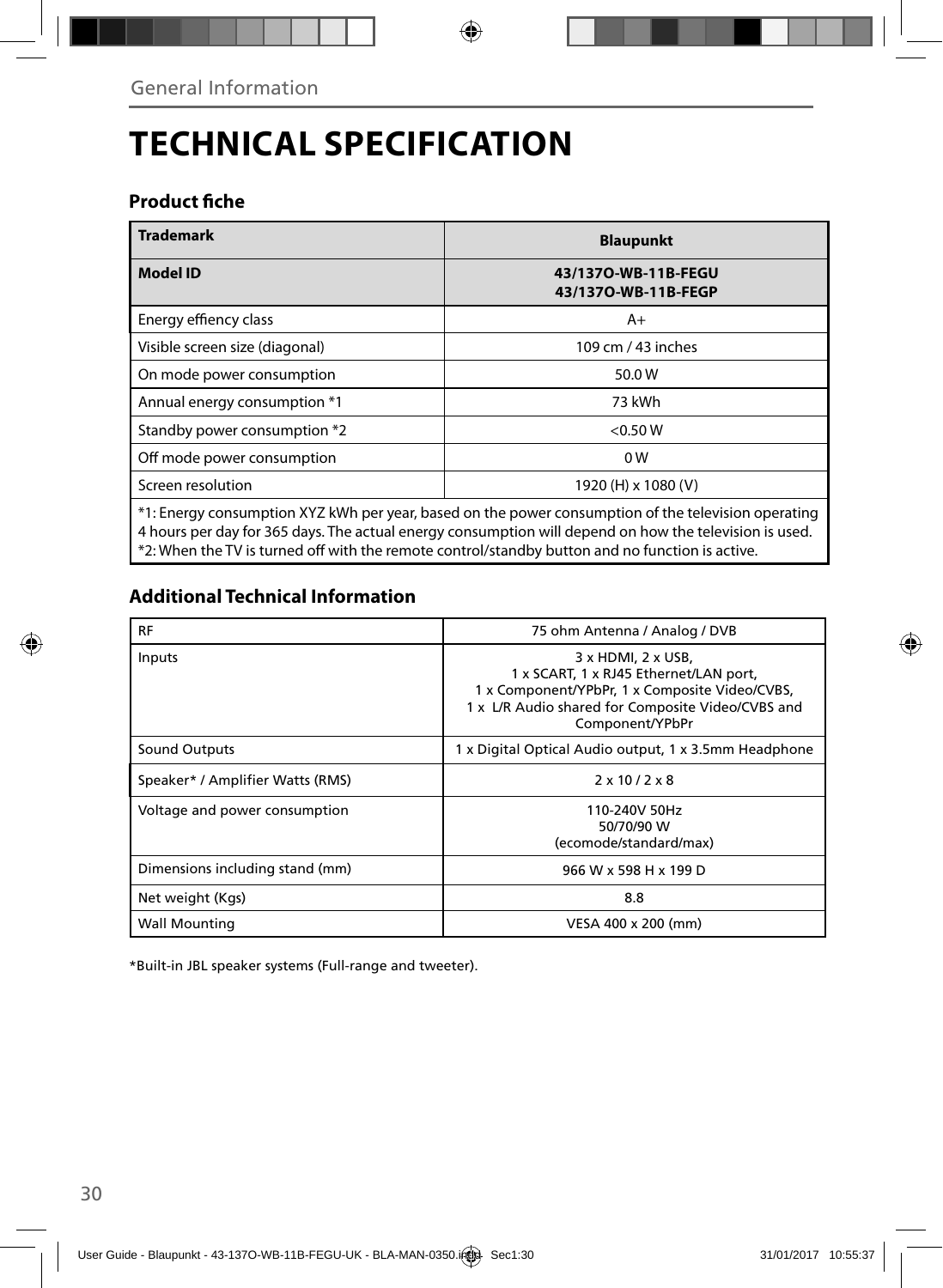General Information

# TECHNICAL SPECIFICATION

## Product fiche

| **Trademark** | **Blaupunkt** |
|---|---|
| **Model ID** | **43/137O-WB-11B-FEGU**<br>**43/137O-WB-11B-FEGP** |
| Energy effiency class | A+ |
| Visible screen size (diagonal) | 109 cm / 43 inches |
| On mode power consumption | 50.0 W |
| Annual energy consumption *1 | 73 kWh |
| Standby power consumption *2 | <0.50 W |
| Off mode power consumption | 0 W |
| Screen resolution | 1920 (H) x 1080 (V) |

*1: Energy consumption XYZ kWh per year, based on the power consumption of the television operating 4 hours per day for 365 days. The actual energy consumption will depend on how the television is used.
*2: When the TV is turned off with the remote control/standby button and no function is active.

## Additional Technical Information

| RF | 75 ohm Antenna / Analog / DVB |
|---|---|
| Inputs | 3 x HDMI, 2 x USB,<br>1 x SCART, 1 x RJ45 Ethernet/LAN port,<br>1 x Component/YPbPr, 1 x Composite Video/CVBS,<br>1 x L/R Audio shared for Composite Video/CVBS and Component/YPbPr |
| Sound Outputs | 1 x Digital Optical Audio output, 1 x 3.5mm Headphone |
| Speaker* / Amplifier Watts (RMS) | 2 x 10 / 2 x 8 |
| Voltage and power consumption | 110-240V 50Hz<br>50/70/90 W<br>(ecomode/standard/max) |
| Dimensions including stand (mm) | 966 W x 598 H x 199 D |
| Net weight (Kgs) | 8.8 |
| Wall Mounting | VESA 400 x 200 (mm) |

*Built-in JBL speaker systems (Full-range and tweeter).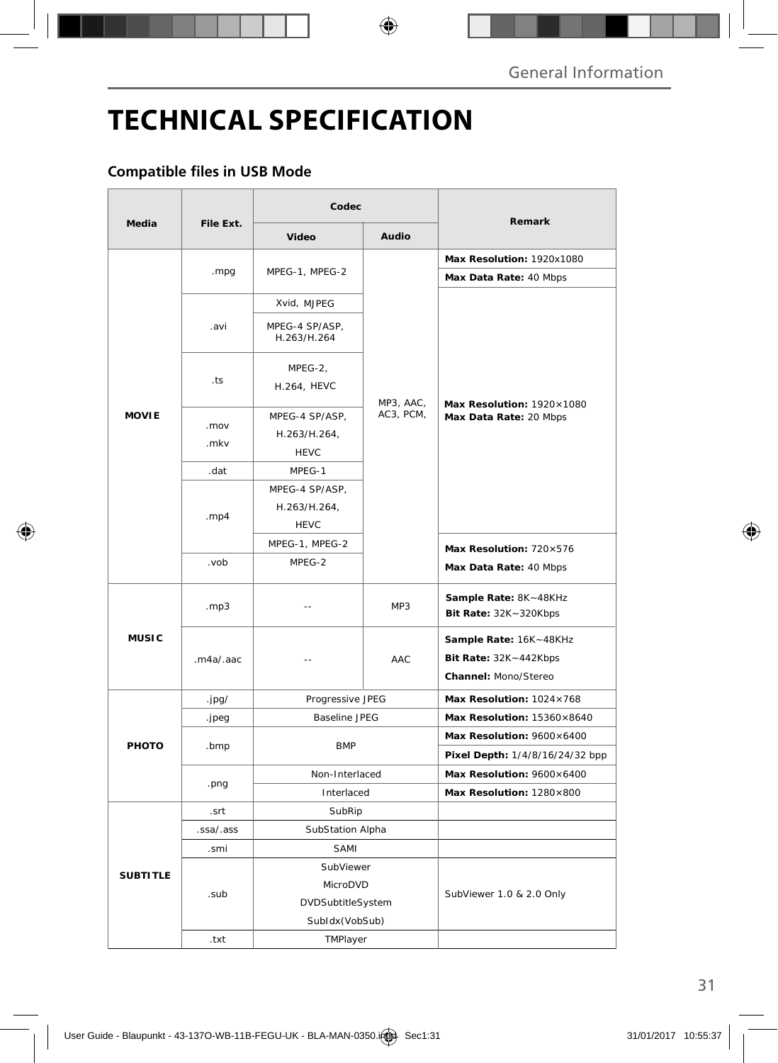# TECHNICAL SPECIFICATION

## Compatible files in USB Mode

| Media | File Ext. | Codec | | Remark |
|---|---|---|---|---|
| | | Video | Audio | |
| MOVIE | .mpg | MPEG-1, MPEG-2 | MP3, AAC, AC3, PCM, | **Max Resolution:** 1920x1080<br>**Max Data Rate:** 40 Mbps |
| | .avi | Xvid, MJPEG | | **Max Resolution:** 1920×1080<br>**Max Data Rate:** 20 Mbps |
| | | MPEG-4 SP/ASP, H.263/H.264 | | |
| | .ts | MPEG-2, H.264, HEVC | | |
| | .mov<br>.mkv | MPEG-4 SP/ASP, H.263/H.264, HEVC | | |
| | .dat | MPEG-1 | | |
| | .mp4 | MPEG-4 SP/ASP, H.263/H.264, HEVC | | |
| | | MPEG-1, MPEG-2 | | **Max Resolution:** 720×576<br>**Max Data Rate:** 40 Mbps |
| | .vob | MPEG-2 | | |
| MUSIC | .mp3 | -- | MP3 | **Sample Rate:** 8K~48KHz<br>**Bit Rate:** 32K~320Kbps |
| | .m4a/.aac | -- | AAC | **Sample Rate:** 16K~48KHz<br>**Bit Rate:** 32K~442Kbps<br>**Channel:** Mono/Stereo |
| PHOTO | .jpg/ | Progressive JPEG | | **Max Resolution:** 1024×768 |
| | .jpeg | Baseline JPEG | | **Max Resolution:** 15360×8640 |
| | .bmp | BMP | | **Max Resolution:** 9600×6400<br>**Pixel Depth:** 1/4/8/16/24/32 bpp |
| | .png | Non-Interlaced | | **Max Resolution:** 9600×6400 |
| | | Interlaced | | **Max Resolution:** 1280×800 |
| SUBTITLE | .srt | SubRip | | |
| | .ssa/.ass | SubStation Alpha | | |
| | .smi | SAMI | | |
| | .sub | SubViewer<br>MicroDVD<br>DVDSubtitleSystem<br>SubIdx(VobSub) | | SubViewer 1.0 & 2.0 Only |
| | .txt | TMPlayer | | |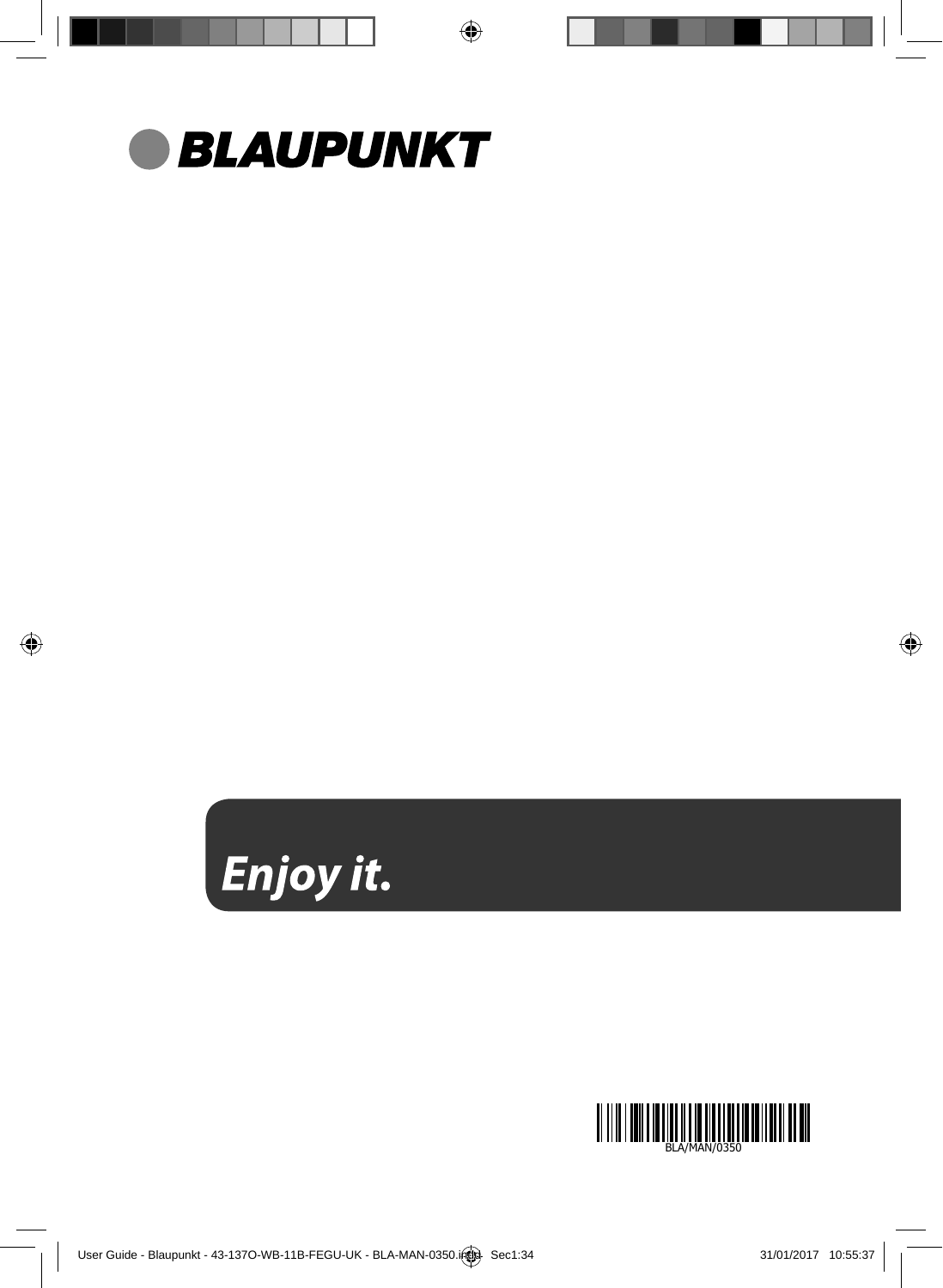BLAUPUNKT

*Enjoy it.*

BLA/MAN/0350